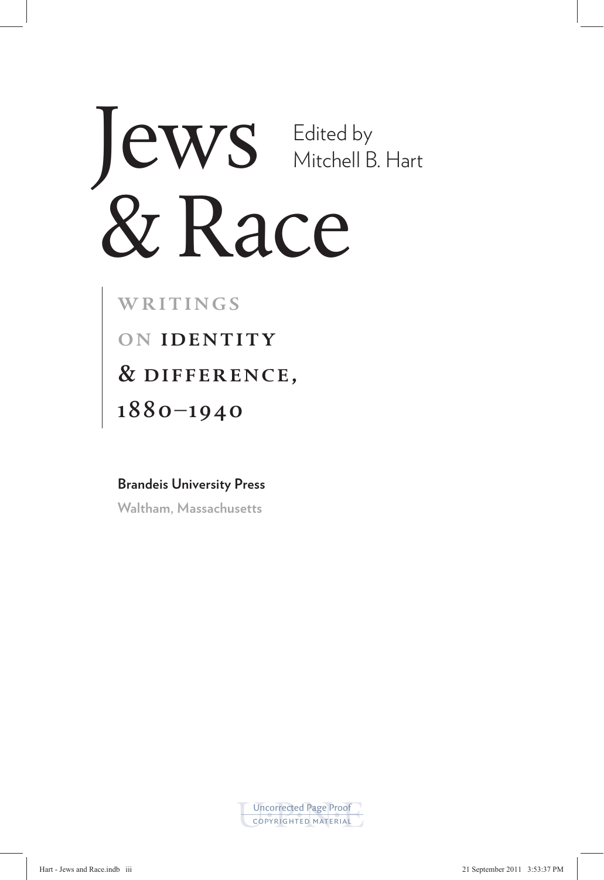# Jews & Race

Edited by Mitchell B. Hart

## WRITINGS ON IDENTITY & DIFFERENCE, 1880–1940

**Brandeis University Press**

**Waltham, Massachusetts**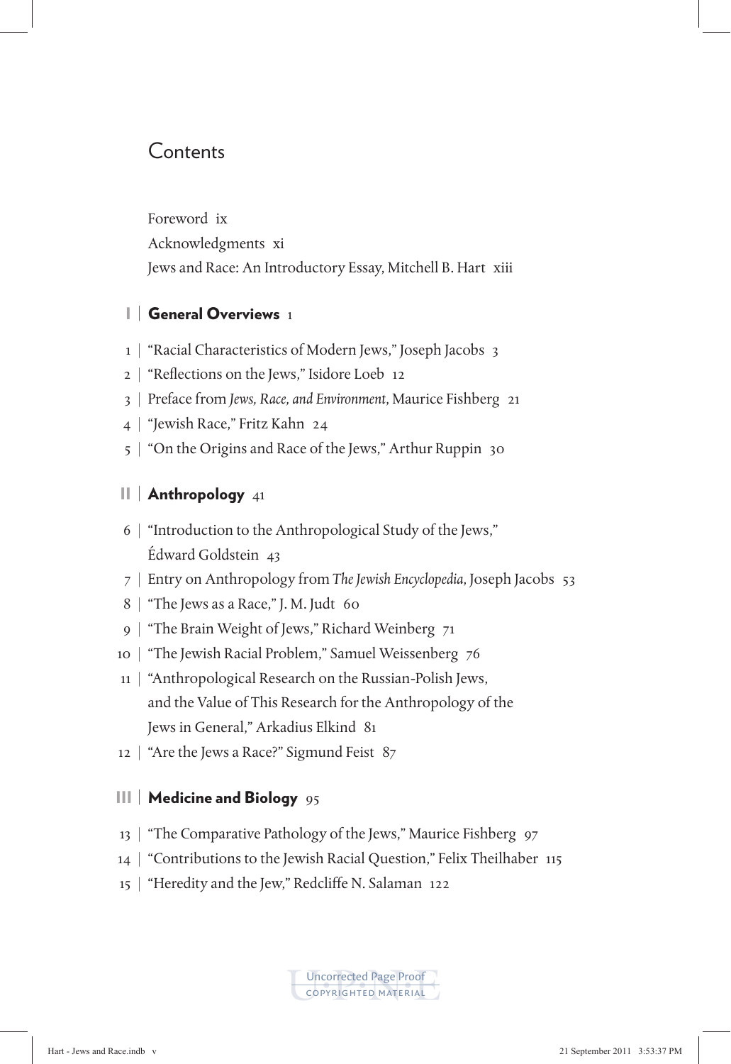# Contents

Foreword ix

Acknowledgments xi

Jews and Race: An Introductory Essay, Mitchell B. Hart xiii

## I | General Overviews 1

1 | "Racial Characteristics of Modern Jews," Joseph Jacobs 3

2 | "Reflections on the Jews," Isidore Loeb 12

3 | Preface from *Jews, Race, and Environment*, Maurice Fishberg 21

4 | "Jewish Race," Fritz Kahn 24

5 | "On the Origins and Race of the Jews," Arthur Ruppin 30

## II | Anthropology 41

6 | "Introduction to the Anthropological Study of the Jews," Édward Goldstein 43

7 | Entry on Anthropology from *The Jewish Encyclopedia*, Joseph Jacobs 53

8 | "The Jews as a Race," J. M. Judt 60

9 | "The Brain Weight of Jews," Richard Weinberg 71

10 | "The Jewish Racial Problem," Samuel Weissenberg 76

11 | "Anthropological Research on the Russian-Polish Jews, and the Value of This Research for the Anthropology of the Jews in General," Arkadius Elkind 81

12 | "Are the Jews a Race?" Sigmund Feist 87

## III | Medicine and Biology 95

13 | "The Comparative Pathology of the Jews," Maurice Fishberg 97

14 | "Contributions to the Jewish Racial Question," Felix Theilhaber 115

15 | "Heredity and the Jew," Redcliffe N. Salaman 122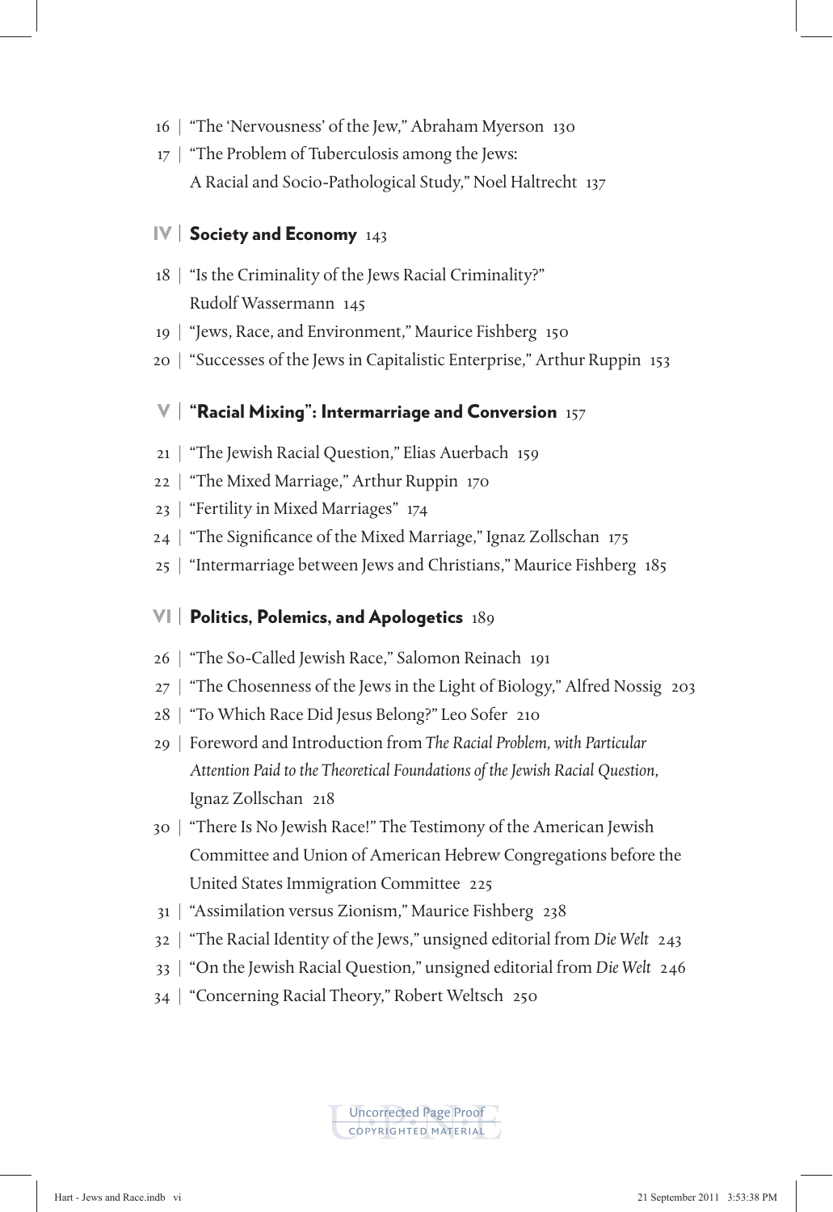16 | "The 'Nervousness' of the Jew," Abraham Myerson 130

17 | "The Problem of Tuberculosis among the Jews: A Racial and Socio-Pathological Study," Noel Haltrecht 137

## IV | Society and Economy 143

18 | "Is the Criminality of the Jews Racial Criminality?" Rudolf Wassermann 145

19 | "Jews, Race, and Environment," Maurice Fishberg 150

20 | "Successes of the Jews in Capitalistic Enterprise," Arthur Ruppin 153

## V | "Racial Mixing": Intermarriage and Conversion 157

21 | "The Jewish Racial Question," Elias Auerbach 159

22 | "The Mixed Marriage," Arthur Ruppin 170

23 | "Fertility in Mixed Marriages" 174

24 | "The Significance of the Mixed Marriage," Ignaz Zollschan 175

25 | "Intermarriage between Jews and Christians," Maurice Fishberg 185

## VI | Politics, Polemics, and Apologetics 189

26 | "The So-Called Jewish Race," Salomon Reinach 191

27 | "The Chosenness of the Jews in the Light of Biology," Alfred Nossig 203

28 | "To Which Race Did Jesus Belong?" Leo Sofer 210

29 | Foreword and Introduction from *The Racial Problem, with Particular Attention Paid to the Theoretical Foundations of the Jewish Racial Question,* Ignaz Zollschan 218

30 | "There Is No Jewish Race!" The Testimony of the American Jewish Committee and Union of American Hebrew Congregations before the United States Immigration Committee 225

31 | "Assimilation versus Zionism," Maurice Fishberg 238

32 | "The Racial Identity of the Jews," unsigned editorial from *Die Welt* 243

33 | "On the Jewish Racial Question," unsigned editorial from *Die Welt* 246

34 | "Concerning Racial Theory," Robert Weltsch 250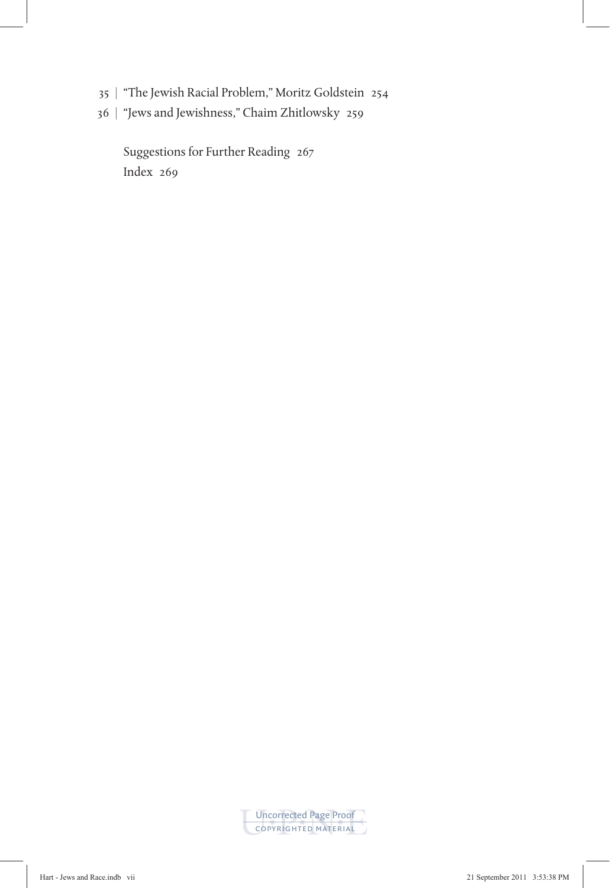35 | "The Jewish Racial Problem," Moritz Goldstein 254

36 | "Jews and Jewishness," Chaim Zhitlowsky 259

Suggestions for Further Reading 267

Index 269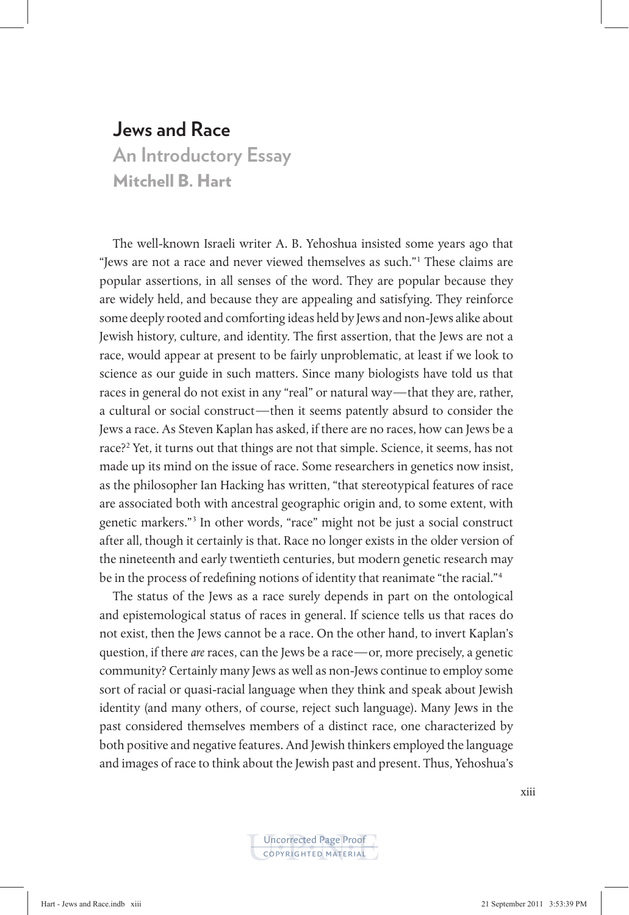# Jews and Race

## An Introductory Essay

**Mitchell B. Hart**

The well-known Israeli writer A. B. Yehoshua insisted some years ago that "Jews are not a race and never viewed themselves as such."[1] These claims are popular assertions, in all senses of the word. They are popular because they are widely held, and because they are appealing and satisfying. They reinforce some deeply rooted and comforting ideas held by Jews and non-Jews alike about Jewish history, culture, and identity. The first assertion, that the Jews are not a race, would appear at present to be fairly unproblematic, at least if we look to science as our guide in such matters. Since many biologists have told us that races in general do not exist in any "real" or natural way—that they are, rather, a cultural or social construct—then it seems patently absurd to consider the Jews a race. As Steven Kaplan has asked, if there are no races, how can Jews be a race?[2] Yet, it turns out that things are not that simple. Science, it seems, has not made up its mind on the issue of race. Some researchers in genetics now insist, as the philosopher Ian Hacking has written, "that stereotypical features of race are associated both with ancestral geographic origin and, to some extent, with genetic markers."[3] In other words, "race" might not be just a social construct after all, though it certainly is that. Race no longer exists in the older version of the nineteenth and early twentieth centuries, but modern genetic research may be in the process of redefining notions of identity that reanimate "the racial."[4]

The status of the Jews as a race surely depends in part on the ontological and epistemological status of races in general. If science tells us that races do not exist, then the Jews cannot be a race. On the other hand, to invert Kaplan's question, if there *are* races, can the Jews be a race—or, more precisely, a genetic community? Certainly many Jews as well as non-Jews continue to employ some sort of racial or quasi-racial language when they think and speak about Jewish identity (and many others, of course, reject such language). Many Jews in the past considered themselves members of a distinct race, one characterized by both positive and negative features. And Jewish thinkers employed the language and images of race to think about the Jewish past and present. Thus, Yehoshua's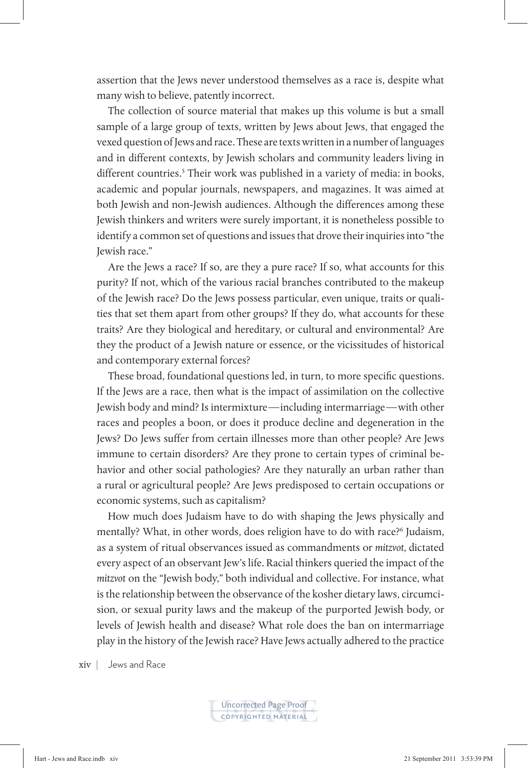assertion that the Jews never understood themselves as a race is, despite what many wish to believe, patently incorrect.

The collection of source material that makes up this volume is but a small sample of a large group of texts, written by Jews about Jews, that engaged the vexed question of Jews and race. These are texts written in a number of languages and in different contexts, by Jewish scholars and community leaders living in different countries.[5] Their work was published in a variety of media: in books, academic and popular journals, newspapers, and magazines. It was aimed at both Jewish and non-Jewish audiences. Although the differences among these Jewish thinkers and writers were surely important, it is nonetheless possible to identify a common set of questions and issues that drove their inquiries into "the Jewish race."

Are the Jews a race? If so, are they a pure race? If so, what accounts for this purity? If not, which of the various racial branches contributed to the makeup of the Jewish race? Do the Jews possess particular, even unique, traits or qualities that set them apart from other groups? If they do, what accounts for these traits? Are they biological and hereditary, or cultural and environmental? Are they the product of a Jewish nature or essence, or the vicissitudes of historical and contemporary external forces?

These broad, foundational questions led, in turn, to more specific questions. If the Jews are a race, then what is the impact of assimilation on the collective Jewish body and mind? Is intermixture—including intermarriage—with other races and peoples a boon, or does it produce decline and degeneration in the Jews? Do Jews suffer from certain illnesses more than other people? Are Jews immune to certain disorders? Are they prone to certain types of criminal behavior and other social pathologies? Are they naturally an urban rather than a rural or agricultural people? Are Jews predisposed to certain occupations or economic systems, such as capitalism?

How much does Judaism have to do with shaping the Jews physically and mentally? What, in other words, does religion have to do with race?[6] Judaism, as a system of ritual observances issued as commandments or *mitzvot*, dictated every aspect of an observant Jew's life. Racial thinkers queried the impact of the *mitzvot* on the "Jewish body," both individual and collective. For instance, what is the relationship between the observance of the kosher dietary laws, circumcision, or sexual purity laws and the makeup of the purported Jewish body, or levels of Jewish health and disease? What role does the ban on intermarriage play in the history of the Jewish race? Have Jews actually adhered to the practice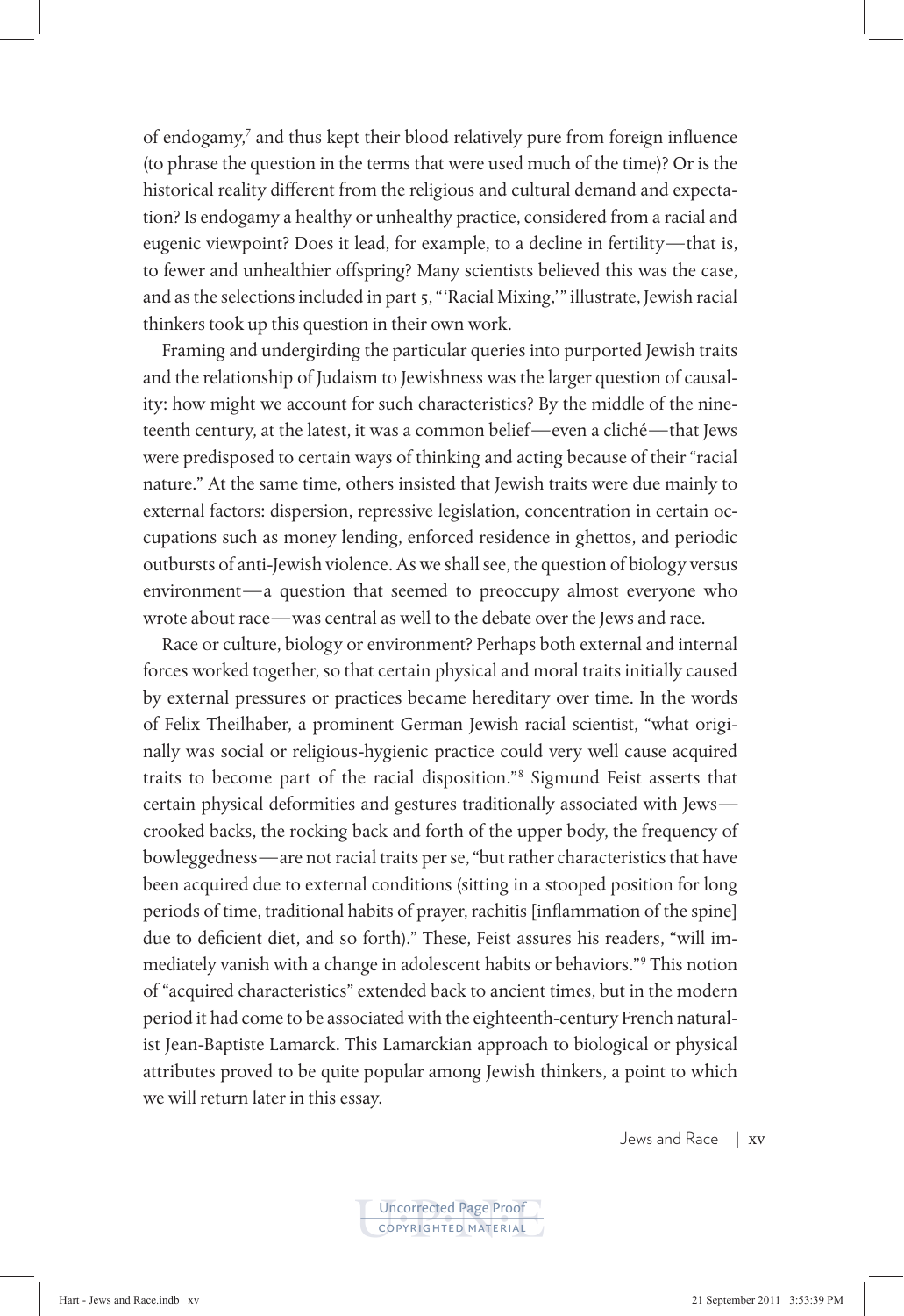of endogamy,[7] and thus kept their blood relatively pure from foreign influence (to phrase the question in the terms that were used much of the time)? Or is the historical reality different from the religious and cultural demand and expectation? Is endogamy a healthy or unhealthy practice, considered from a racial and eugenic viewpoint? Does it lead, for example, to a decline in fertility—that is, to fewer and unhealthier offspring? Many scientists believed this was the case, and as the selections included in part 5, "'Racial Mixing,'" illustrate, Jewish racial thinkers took up this question in their own work.

Framing and undergirding the particular queries into purported Jewish traits and the relationship of Judaism to Jewishness was the larger question of causality: how might we account for such characteristics? By the middle of the nineteenth century, at the latest, it was a common belief—even a cliché—that Jews were predisposed to certain ways of thinking and acting because of their "racial nature." At the same time, others insisted that Jewish traits were due mainly to external factors: dispersion, repressive legislation, concentration in certain occupations such as money lending, enforced residence in ghettos, and periodic outbursts of anti-Jewish violence. As we shall see, the question of biology versus environment—a question that seemed to preoccupy almost everyone who wrote about race—was central as well to the debate over the Jews and race.

Race or culture, biology or environment? Perhaps both external and internal forces worked together, so that certain physical and moral traits initially caused by external pressures or practices became hereditary over time. In the words of Felix Theilhaber, a prominent German Jewish racial scientist, "what originally was social or religious-hygienic practice could very well cause acquired traits to become part of the racial disposition."[8] Sigmund Feist asserts that certain physical deformities and gestures traditionally associated with Jews—crooked backs, the rocking back and forth of the upper body, the frequency of bowleggedness—are not racial traits per se, "but rather characteristics that have been acquired due to external conditions (sitting in a stooped position for long periods of time, traditional habits of prayer, rachitis [inflammation of the spine] due to deficient diet, and so forth)." These, Feist assures his readers, "will immediately vanish with a change in adolescent habits or behaviors."[9] This notion of "acquired characteristics" extended back to ancient times, but in the modern period it had come to be associated with the eighteenth-century French naturalist Jean-Baptiste Lamarck. This Lamarckian approach to biological or physical attributes proved to be quite popular among Jewish thinkers, a point to which we will return later in this essay.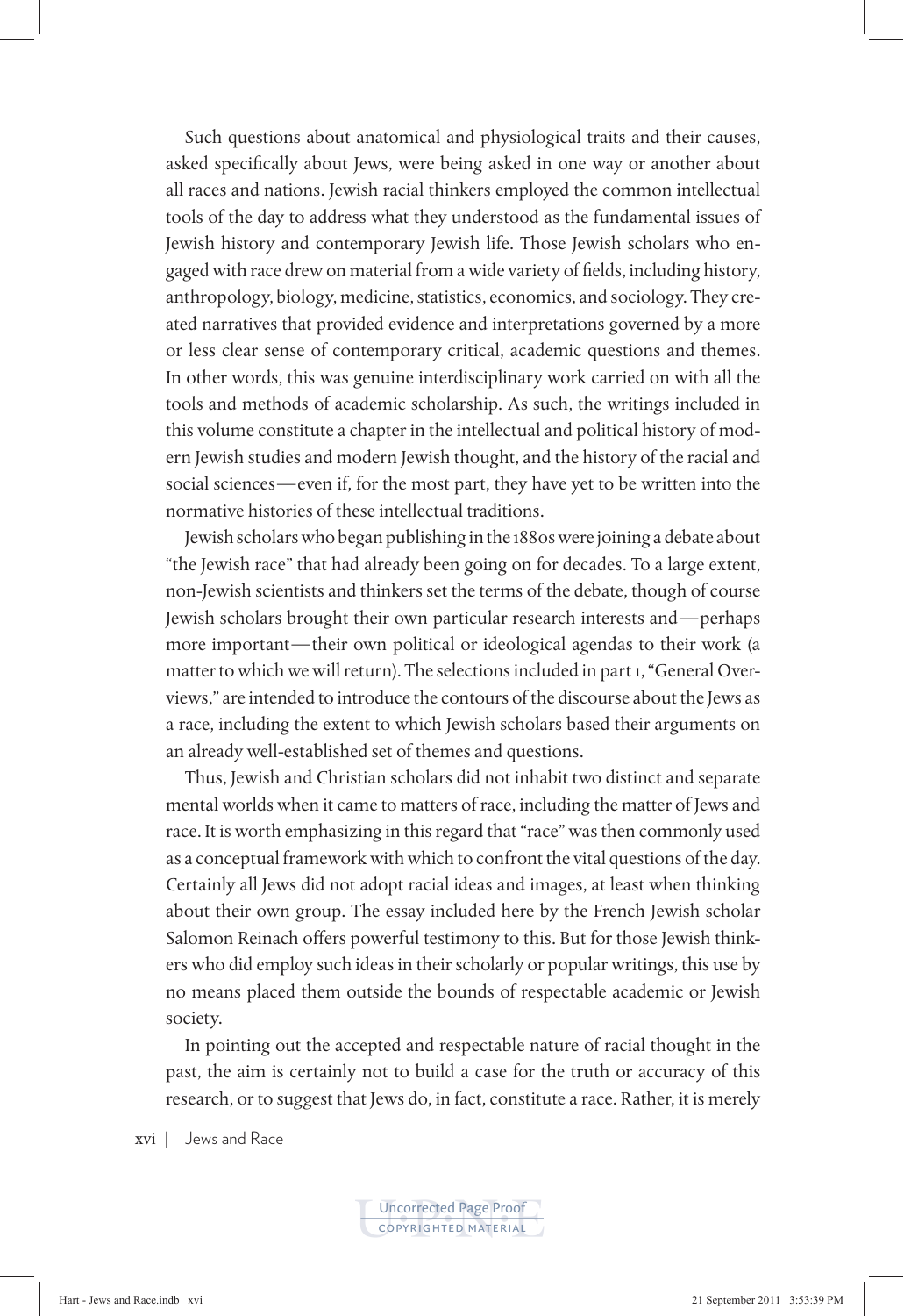Such questions about anatomical and physiological traits and their causes, asked specifically about Jews, were being asked in one way or another about all races and nations. Jewish racial thinkers employed the common intellectual tools of the day to address what they understood as the fundamental issues of Jewish history and contemporary Jewish life. Those Jewish scholars who engaged with race drew on material from a wide variety of fields, including history, anthropology, biology, medicine, statistics, economics, and sociology. They created narratives that provided evidence and interpretations governed by a more or less clear sense of contemporary critical, academic questions and themes. In other words, this was genuine interdisciplinary work carried on with all the tools and methods of academic scholarship. As such, the writings included in this volume constitute a chapter in the intellectual and political history of modern Jewish studies and modern Jewish thought, and the history of the racial and social sciences—even if, for the most part, they have yet to be written into the normative histories of these intellectual traditions.

Jewish scholars who began publishing in the 1880s were joining a debate about "the Jewish race" that had already been going on for decades. To a large extent, non-Jewish scientists and thinkers set the terms of the debate, though of course Jewish scholars brought their own particular research interests and—perhaps more important—their own political or ideological agendas to their work (a matter to which we will return). The selections included in part 1, "General Overviews," are intended to introduce the contours of the discourse about the Jews as a race, including the extent to which Jewish scholars based their arguments on an already well-established set of themes and questions.

Thus, Jewish and Christian scholars did not inhabit two distinct and separate mental worlds when it came to matters of race, including the matter of Jews and race. It is worth emphasizing in this regard that "race" was then commonly used as a conceptual framework with which to confront the vital questions of the day. Certainly all Jews did not adopt racial ideas and images, at least when thinking about their own group. The essay included here by the French Jewish scholar Salomon Reinach offers powerful testimony to this. But for those Jewish thinkers who did employ such ideas in their scholarly or popular writings, this use by no means placed them outside the bounds of respectable academic or Jewish society.

In pointing out the accepted and respectable nature of racial thought in the past, the aim is certainly not to build a case for the truth or accuracy of this research, or to suggest that Jews do, in fact, constitute a race. Rather, it is merely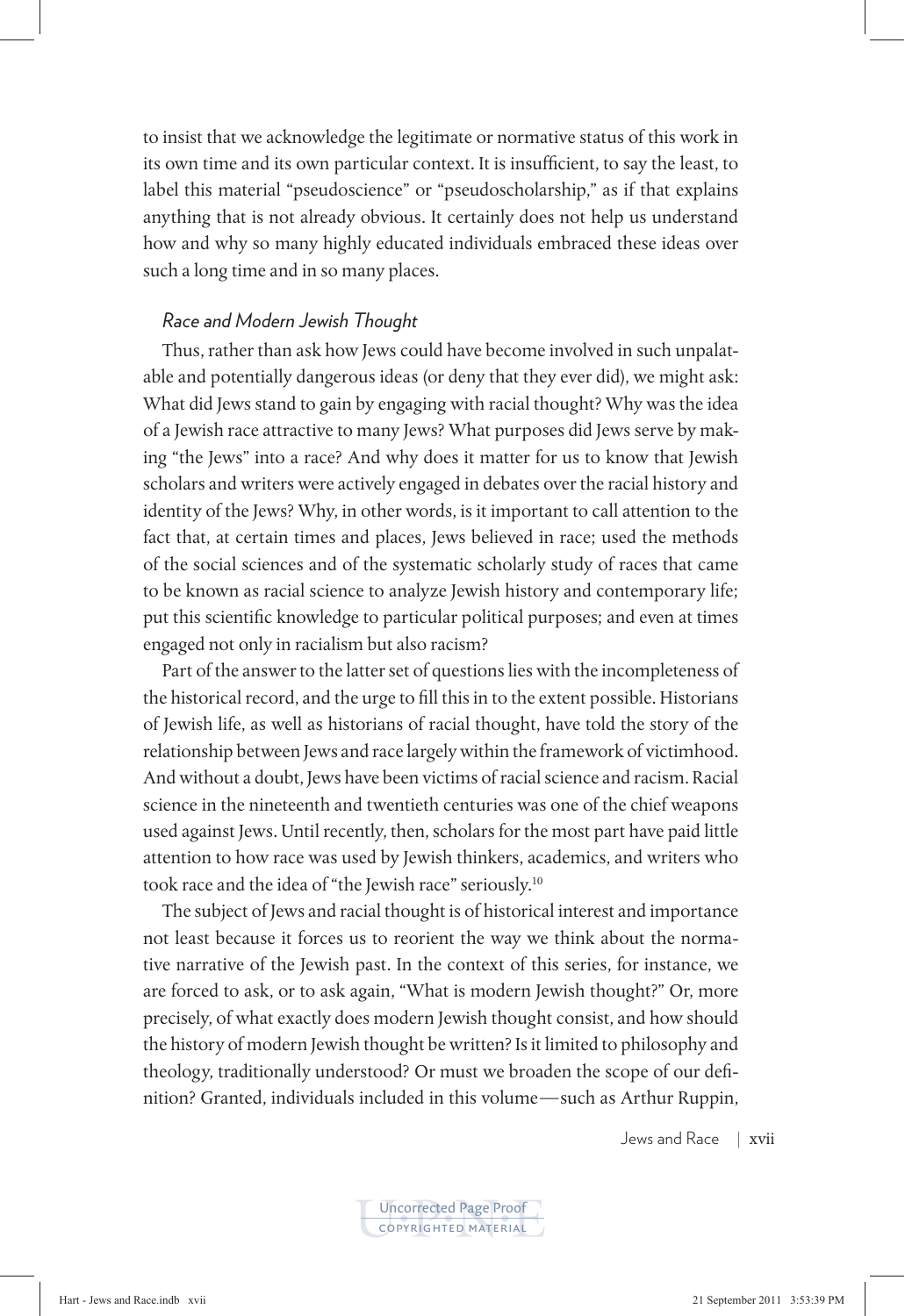to insist that we acknowledge the legitimate or normative status of this work in its own time and its own particular context. It is insufficient, to say the least, to label this material "pseudoscience" or "pseudoscholarship," as if that explains anything that is not already obvious. It certainly does not help us understand how and why so many highly educated individuals embraced these ideas over such a long time and in so many places.

### *Race and Modern Jewish Thought*

Thus, rather than ask how Jews could have become involved in such unpalatable and potentially dangerous ideas (or deny that they ever did), we might ask: What did Jews stand to gain by engaging with racial thought? Why was the idea of a Jewish race attractive to many Jews? What purposes did Jews serve by making "the Jews" into a race? And why does it matter for us to know that Jewish scholars and writers were actively engaged in debates over the racial history and identity of the Jews? Why, in other words, is it important to call attention to the fact that, at certain times and places, Jews believed in race; used the methods of the social sciences and of the systematic scholarly study of races that came to be known as racial science to analyze Jewish history and contemporary life; put this scientific knowledge to particular political purposes; and even at times engaged not only in racialism but also racism?

Part of the answer to the latter set of questions lies with the incompleteness of the historical record, and the urge to fill this in to the extent possible. Historians of Jewish life, as well as historians of racial thought, have told the story of the relationship between Jews and race largely within the framework of victimhood. And without a doubt, Jews have been victims of racial science and racism. Racial science in the nineteenth and twentieth centuries was one of the chief weapons used against Jews. Until recently, then, scholars for the most part have paid little attention to how race was used by Jewish thinkers, academics, and writers who took race and the idea of "the Jewish race" seriously.[10]

The subject of Jews and racial thought is of historical interest and importance not least because it forces us to reorient the way we think about the normative narrative of the Jewish past. In the context of this series, for instance, we are forced to ask, or to ask again, "What is modern Jewish thought?" Or, more precisely, of what exactly does modern Jewish thought consist, and how should the history of modern Jewish thought be written? Is it limited to philosophy and theology, traditionally understood? Or must we broaden the scope of our definition? Granted, individuals included in this volume—such as Arthur Ruppin,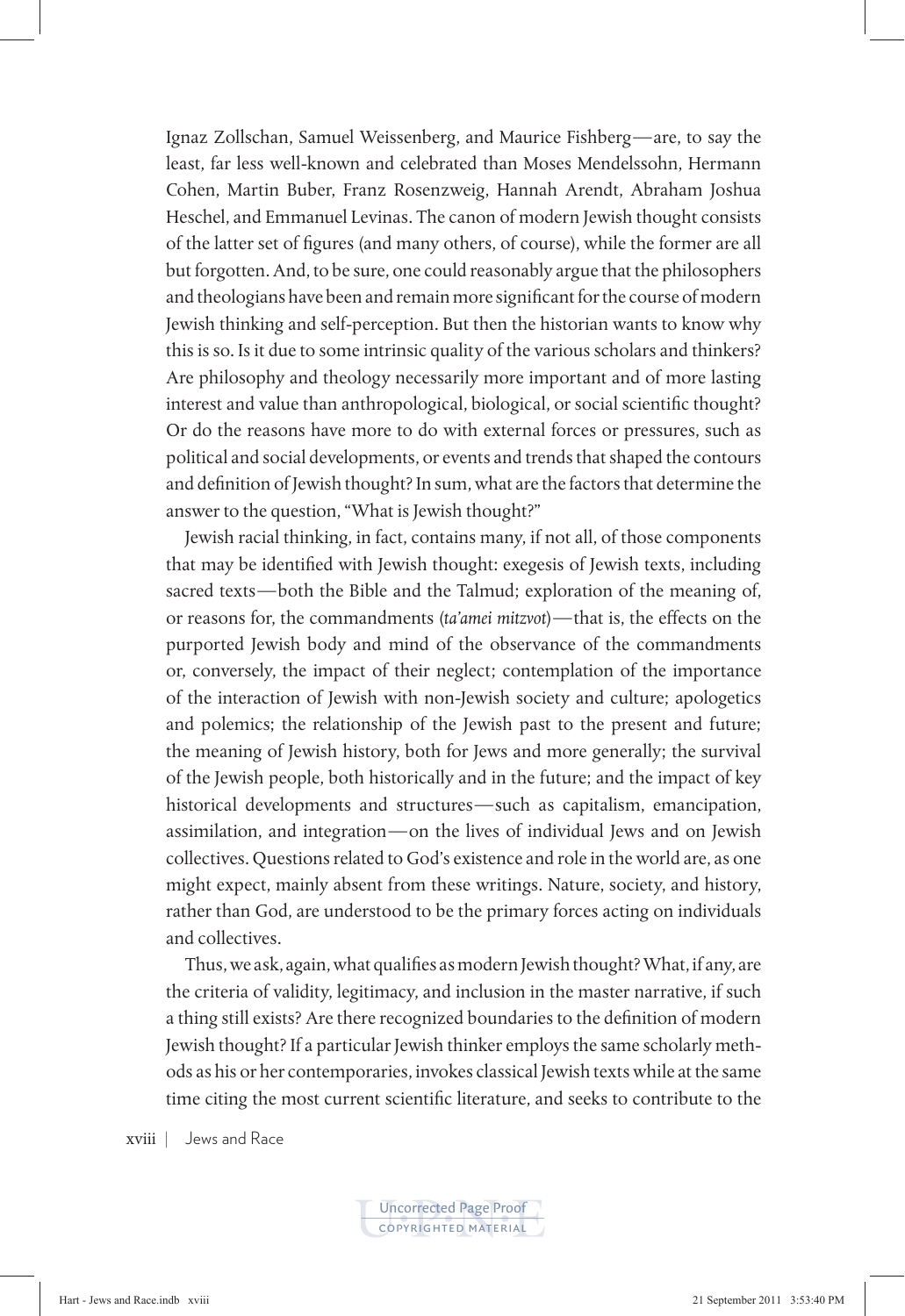Ignaz Zollschan, Samuel Weissenberg, and Maurice Fishberg—are, to say the least, far less well-known and celebrated than Moses Mendelssohn, Hermann Cohen, Martin Buber, Franz Rosenzweig, Hannah Arendt, Abraham Joshua Heschel, and Emmanuel Levinas. The canon of modern Jewish thought consists of the latter set of figures (and many others, of course), while the former are all but forgotten. And, to be sure, one could reasonably argue that the philosophers and theologians have been and remain more significant for the course of modern Jewish thinking and self-perception. But then the historian wants to know why this is so. Is it due to some intrinsic quality of the various scholars and thinkers? Are philosophy and theology necessarily more important and of more lasting interest and value than anthropological, biological, or social scientific thought? Or do the reasons have more to do with external forces or pressures, such as political and social developments, or events and trends that shaped the contours and definition of Jewish thought? In sum, what are the factors that determine the answer to the question, "What is Jewish thought?"

Jewish racial thinking, in fact, contains many, if not all, of those components that may be identified with Jewish thought: exegesis of Jewish texts, including sacred texts—both the Bible and the Talmud; exploration of the meaning of, or reasons for, the commandments (*ta'amei mitzvot*)—that is, the effects on the purported Jewish body and mind of the observance of the commandments or, conversely, the impact of their neglect; contemplation of the importance of the interaction of Jewish with non-Jewish society and culture; apologetics and polemics; the relationship of the Jewish past to the present and future; the meaning of Jewish history, both for Jews and more generally; the survival of the Jewish people, both historically and in the future; and the impact of key historical developments and structures—such as capitalism, emancipation, assimilation, and integration—on the lives of individual Jews and on Jewish collectives. Questions related to God's existence and role in the world are, as one might expect, mainly absent from these writings. Nature, society, and history, rather than God, are understood to be the primary forces acting on individuals and collectives.

Thus, we ask, again, what qualifies as modern Jewish thought? What, if any, are the criteria of validity, legitimacy, and inclusion in the master narrative, if such a thing still exists? Are there recognized boundaries to the definition of modern Jewish thought? If a particular Jewish thinker employs the same scholarly methods as his or her contemporaries, invokes classical Jewish texts while at the same time citing the most current scientific literature, and seeks to contribute to the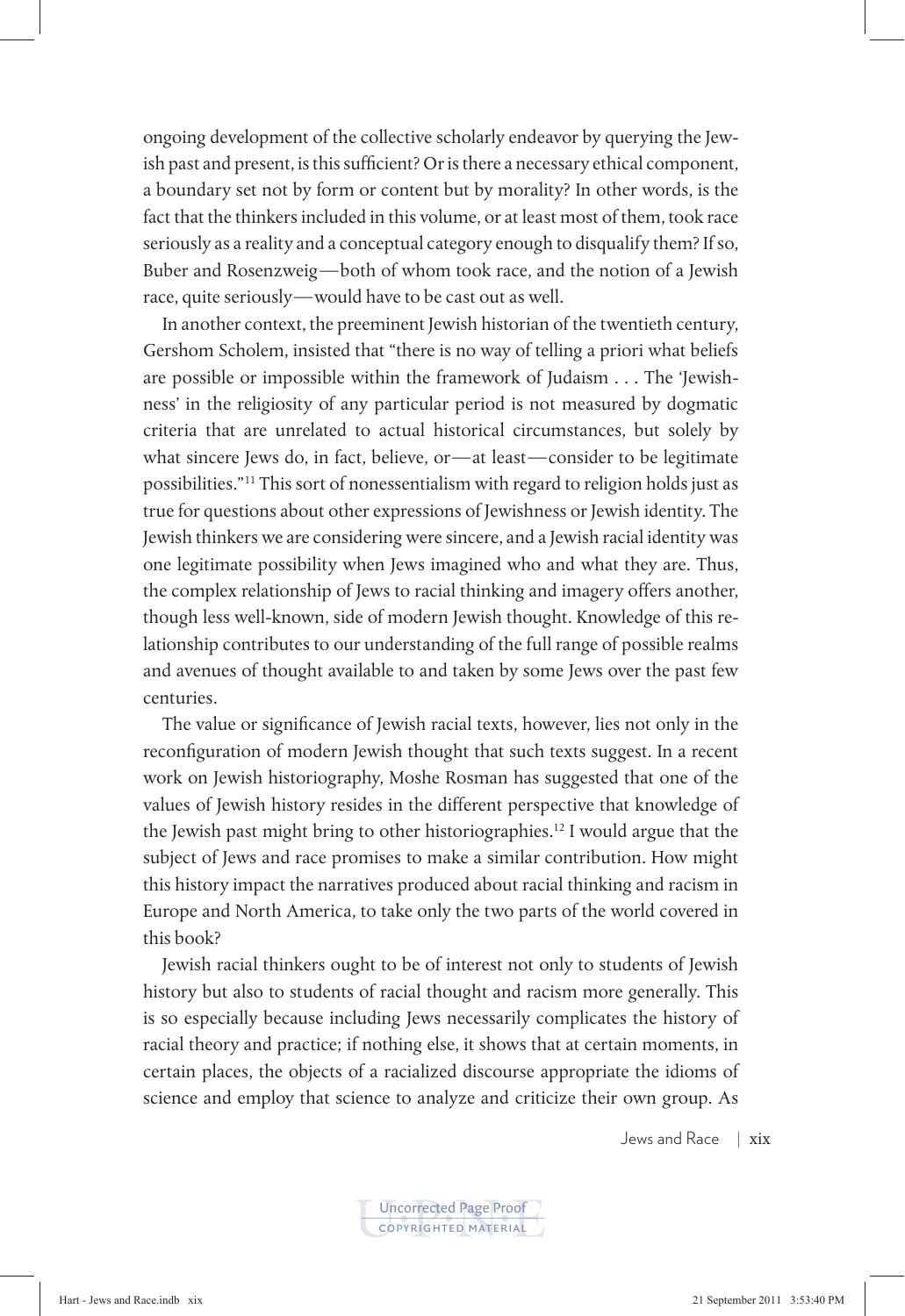ongoing development of the collective scholarly endeavor by querying the Jewish past and present, is this sufficient? Or is there a necessary ethical component, a boundary set not by form or content but by morality? In other words, is the fact that the thinkers included in this volume, or at least most of them, took race seriously as a reality and a conceptual category enough to disqualify them? If so, Buber and Rosenzweig—both of whom took race, and the notion of a Jewish race, quite seriously—would have to be cast out as well.

In another context, the preeminent Jewish historian of the twentieth century, Gershom Scholem, insisted that "there is no way of telling a priori what beliefs are possible or impossible within the framework of Judaism . . . The 'Jewishness' in the religiosity of any particular period is not measured by dogmatic criteria that are unrelated to actual historical circumstances, but solely by what sincere Jews do, in fact, believe, or—at least—consider to be legitimate possibilities."[11] This sort of nonessentialism with regard to religion holds just as true for questions about other expressions of Jewishness or Jewish identity. The Jewish thinkers we are considering were sincere, and a Jewish racial identity was one legitimate possibility when Jews imagined who and what they are. Thus, the complex relationship of Jews to racial thinking and imagery offers another, though less well-known, side of modern Jewish thought. Knowledge of this relationship contributes to our understanding of the full range of possible realms and avenues of thought available to and taken by some Jews over the past few centuries.

The value or significance of Jewish racial texts, however, lies not only in the reconfiguration of modern Jewish thought that such texts suggest. In a recent work on Jewish historiography, Moshe Rosman has suggested that one of the values of Jewish history resides in the different perspective that knowledge of the Jewish past might bring to other historiographies.[12] I would argue that the subject of Jews and race promises to make a similar contribution. How might this history impact the narratives produced about racial thinking and racism in Europe and North America, to take only the two parts of the world covered in this book?

Jewish racial thinkers ought to be of interest not only to students of Jewish history but also to students of racial thought and racism more generally. This is so especially because including Jews necessarily complicates the history of racial theory and practice; if nothing else, it shows that at certain moments, in certain places, the objects of a racialized discourse appropriate the idioms of science and employ that science to analyze and criticize their own group. As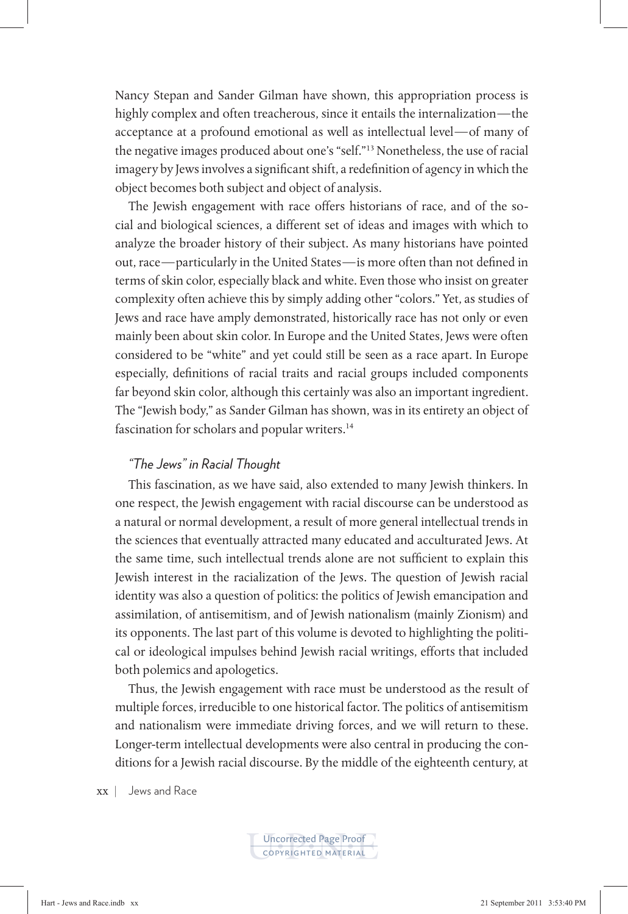Nancy Stepan and Sander Gilman have shown, this appropriation process is highly complex and often treacherous, since it entails the internalization—the acceptance at a profound emotional as well as intellectual level—of many of the negative images produced about one's "self."[13] Nonetheless, the use of racial imagery by Jews involves a significant shift, a redefinition of agency in which the object becomes both subject and object of analysis.

The Jewish engagement with race offers historians of race, and of the social and biological sciences, a different set of ideas and images with which to analyze the broader history of their subject. As many historians have pointed out, race—particularly in the United States—is more often than not defined in terms of skin color, especially black and white. Even those who insist on greater complexity often achieve this by simply adding other "colors." Yet, as studies of Jews and race have amply demonstrated, historically race has not only or even mainly been about skin color. In Europe and the United States, Jews were often considered to be "white" and yet could still be seen as a race apart. In Europe especially, definitions of racial traits and racial groups included components far beyond skin color, although this certainly was also an important ingredient. The "Jewish body," as Sander Gilman has shown, was in its entirety an object of fascination for scholars and popular writers.[14]

### *"The Jews" in Racial Thought*

This fascination, as we have said, also extended to many Jewish thinkers. In one respect, the Jewish engagement with racial discourse can be understood as a natural or normal development, a result of more general intellectual trends in the sciences that eventually attracted many educated and acculturated Jews. At the same time, such intellectual trends alone are not sufficient to explain this Jewish interest in the racialization of the Jews. The question of Jewish racial identity was also a question of politics: the politics of Jewish emancipation and assimilation, of antisemitism, and of Jewish nationalism (mainly Zionism) and its opponents. The last part of this volume is devoted to highlighting the political or ideological impulses behind Jewish racial writings, efforts that included both polemics and apologetics.

Thus, the Jewish engagement with race must be understood as the result of multiple forces, irreducible to one historical factor. The politics of antisemitism and nationalism were immediate driving forces, and we will return to these. Longer-term intellectual developments were also central in producing the conditions for a Jewish racial discourse. By the middle of the eighteenth century, at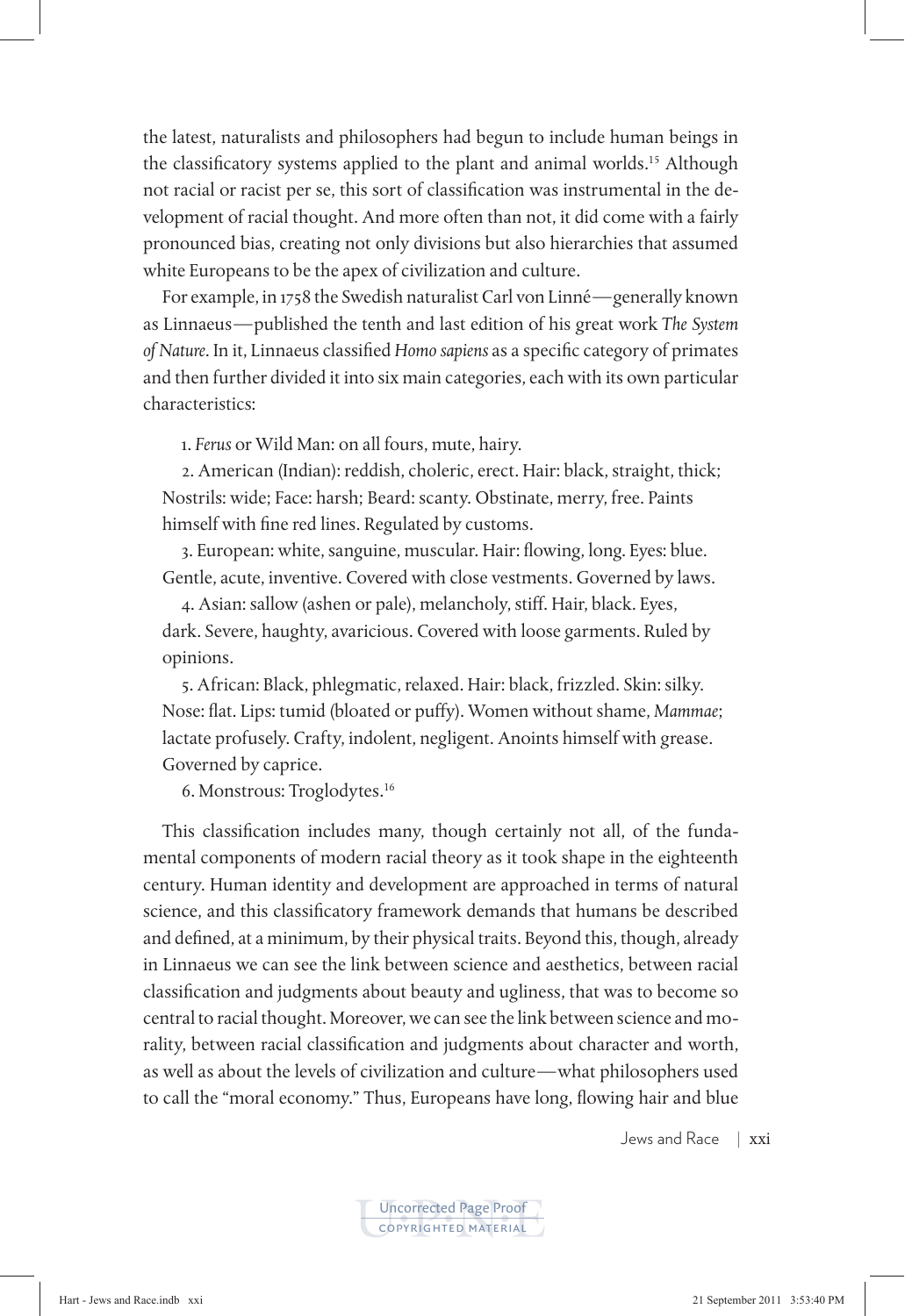the latest, naturalists and philosophers had begun to include human beings in the classificatory systems applied to the plant and animal worlds.[15] Although not racial or racist per se, this sort of classification was instrumental in the development of racial thought. And more often than not, it did come with a fairly pronounced bias, creating not only divisions but also hierarchies that assumed white Europeans to be the apex of civilization and culture.

For example, in 1758 the Swedish naturalist Carl von Linné—generally known as Linnaeus—published the tenth and last edition of his great work *The System of Nature*. In it, Linnaeus classified *Homo sapiens* as a specific category of primates and then further divided it into six main categories, each with its own particular characteristics:

> 1. *Ferus* or Wild Man: on all fours, mute, hairy.
>
> 2. American (Indian): reddish, choleric, erect. Hair: black, straight, thick; Nostrils: wide; Face: harsh; Beard: scanty. Obstinate, merry, free. Paints himself with fine red lines. Regulated by customs.
>
> 3. European: white, sanguine, muscular. Hair: flowing, long. Eyes: blue. Gentle, acute, inventive. Covered with close vestments. Governed by laws.
>
> 4. Asian: sallow (ashen or pale), melancholy, stiff. Hair, black. Eyes, dark. Severe, haughty, avaricious. Covered with loose garments. Ruled by opinions.
>
> 5. African: Black, phlegmatic, relaxed. Hair: black, frizzled. Skin: silky. Nose: flat. Lips: tumid (bloated or puffy). Women without shame, *Mammae*; lactate profusely. Crafty, indolent, negligent. Anoints himself with grease. Governed by caprice.
>
> 6. Monstrous: Troglodytes.[16]

This classification includes many, though certainly not all, of the fundamental components of modern racial theory as it took shape in the eighteenth century. Human identity and development are approached in terms of natural science, and this classificatory framework demands that humans be described and defined, at a minimum, by their physical traits. Beyond this, though, already in Linnaeus we can see the link between science and aesthetics, between racial classification and judgments about beauty and ugliness, that was to become so central to racial thought. Moreover, we can see the link between science and morality, between racial classification and judgments about character and worth, as well as about the levels of civilization and culture—what philosophers used to call the "moral economy." Thus, Europeans have long, flowing hair and blue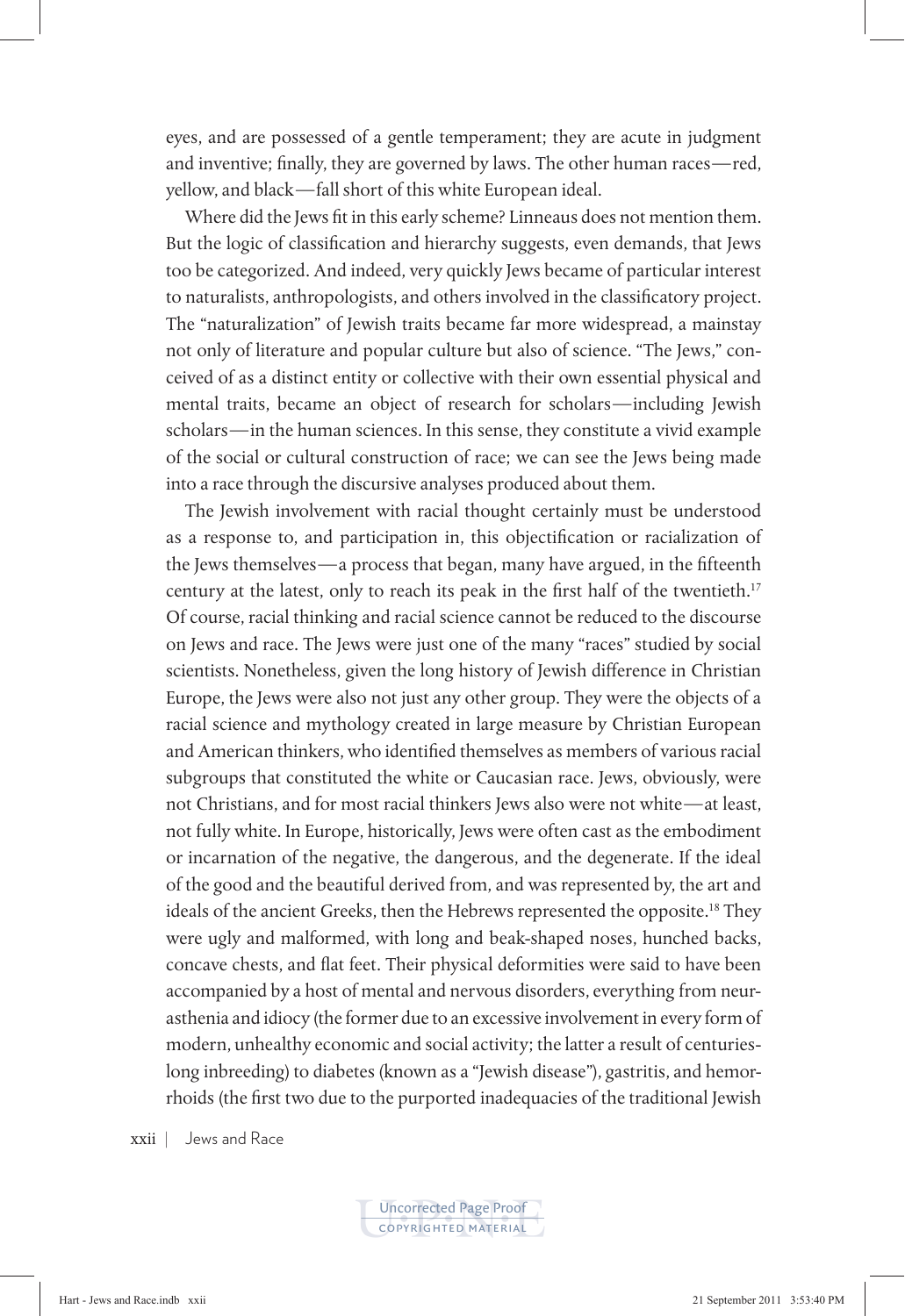eyes, and are possessed of a gentle temperament; they are acute in judgment and inventive; finally, they are governed by laws. The other human races—red, yellow, and black—fall short of this white European ideal.

Where did the Jews fit in this early scheme? Linneaus does not mention them. But the logic of classification and hierarchy suggests, even demands, that Jews too be categorized. And indeed, very quickly Jews became of particular interest to naturalists, anthropologists, and others involved in the classificatory project. The "naturalization" of Jewish traits became far more widespread, a mainstay not only of literature and popular culture but also of science. "The Jews," conceived of as a distinct entity or collective with their own essential physical and mental traits, became an object of research for scholars—including Jewish scholars—in the human sciences. In this sense, they constitute a vivid example of the social or cultural construction of race; we can see the Jews being made into a race through the discursive analyses produced about them.

The Jewish involvement with racial thought certainly must be understood as a response to, and participation in, this objectification or racialization of the Jews themselves—a process that began, many have argued, in the fifteenth century at the latest, only to reach its peak in the first half of the twentieth.[17] Of course, racial thinking and racial science cannot be reduced to the discourse on Jews and race. The Jews were just one of the many "races" studied by social scientists. Nonetheless, given the long history of Jewish difference in Christian Europe, the Jews were also not just any other group. They were the objects of a racial science and mythology created in large measure by Christian European and American thinkers, who identified themselves as members of various racial subgroups that constituted the white or Caucasian race. Jews, obviously, were not Christians, and for most racial thinkers Jews also were not white—at least, not fully white. In Europe, historically, Jews were often cast as the embodiment or incarnation of the negative, the dangerous, and the degenerate. If the ideal of the good and the beautiful derived from, and was represented by, the art and ideals of the ancient Greeks, then the Hebrews represented the opposite.[18] They were ugly and malformed, with long and beak-shaped noses, hunched backs, concave chests, and flat feet. Their physical deformities were said to have been accompanied by a host of mental and nervous disorders, everything from neurasthenia and idiocy (the former due to an excessive involvement in every form of modern, unhealthy economic and social activity; the latter a result of centuries-long inbreeding) to diabetes (known as a "Jewish disease"), gastritis, and hemorrhoids (the first two due to the purported inadequacies of the traditional Jewish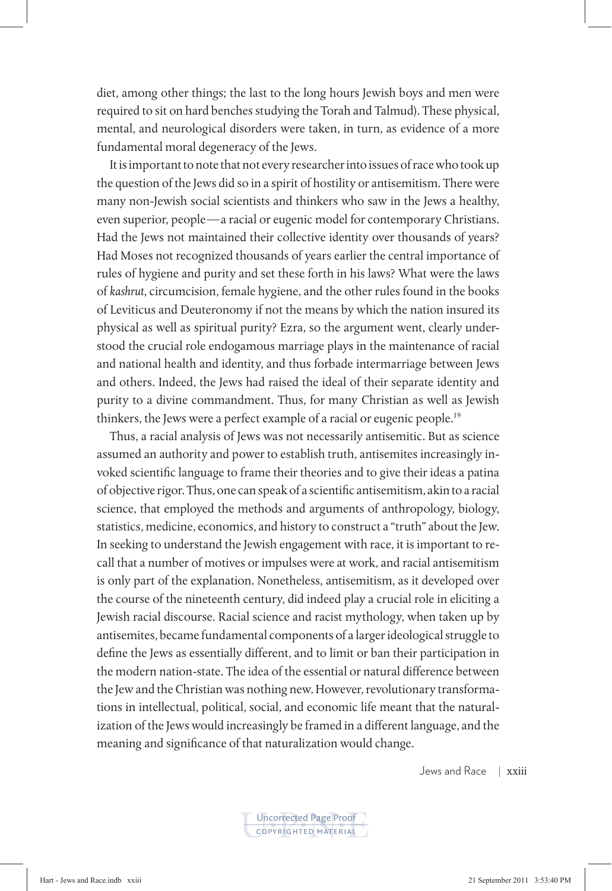diet, among other things; the last to the long hours Jewish boys and men were required to sit on hard benches studying the Torah and Talmud). These physical, mental, and neurological disorders were taken, in turn, as evidence of a more fundamental moral degeneracy of the Jews.

It is important to note that not every researcher into issues of race who took up the question of the Jews did so in a spirit of hostility or antisemitism. There were many non-Jewish social scientists and thinkers who saw in the Jews a healthy, even superior, people—a racial or eugenic model for contemporary Christians. Had the Jews not maintained their collective identity over thousands of years? Had Moses not recognized thousands of years earlier the central importance of rules of hygiene and purity and set these forth in his laws? What were the laws of *kashrut*, circumcision, female hygiene, and the other rules found in the books of Leviticus and Deuteronomy if not the means by which the nation insured its physical as well as spiritual purity? Ezra, so the argument went, clearly understood the crucial role endogamous marriage plays in the maintenance of racial and national health and identity, and thus forbade intermarriage between Jews and others. Indeed, the Jews had raised the ideal of their separate identity and purity to a divine commandment. Thus, for many Christian as well as Jewish thinkers, the Jews were a perfect example of a racial or eugenic people.[19]

Thus, a racial analysis of Jews was not necessarily antisemitic. But as science assumed an authority and power to establish truth, antisemites increasingly invoked scientific language to frame their theories and to give their ideas a patina of objective rigor. Thus, one can speak of a scientific antisemitism, akin to a racial science, that employed the methods and arguments of anthropology, biology, statistics, medicine, economics, and history to construct a "truth" about the Jew. In seeking to understand the Jewish engagement with race, it is important to recall that a number of motives or impulses were at work, and racial antisemitism is only part of the explanation. Nonetheless, antisemitism, as it developed over the course of the nineteenth century, did indeed play a crucial role in eliciting a Jewish racial discourse. Racial science and racist mythology, when taken up by antisemites, became fundamental components of a larger ideological struggle to define the Jews as essentially different, and to limit or ban their participation in the modern nation-state. The idea of the essential or natural difference between the Jew and the Christian was nothing new. However, revolutionary transformations in intellectual, political, social, and economic life meant that the naturalization of the Jews would increasingly be framed in a different language, and the meaning and significance of that naturalization would change.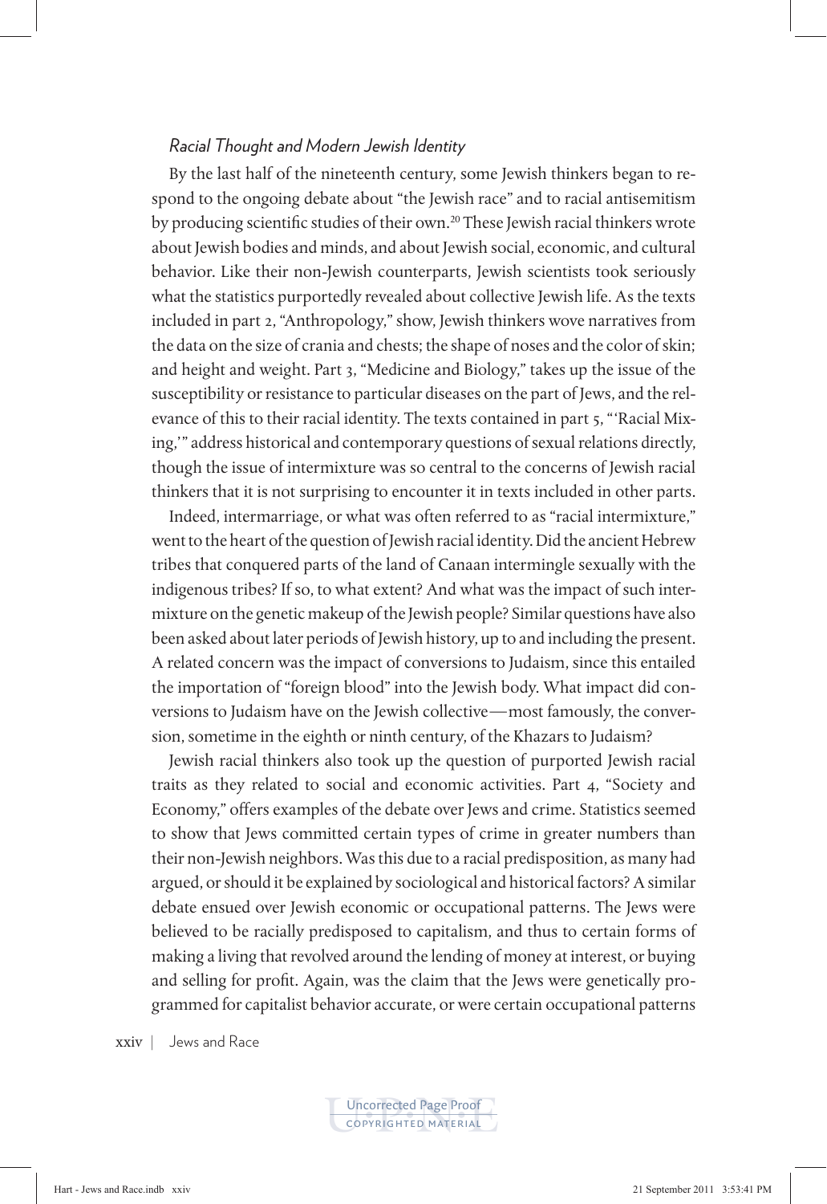### *Racial Thought and Modern Jewish Identity*

By the last half of the nineteenth century, some Jewish thinkers began to respond to the ongoing debate about "the Jewish race" and to racial antisemitism by producing scientific studies of their own.[20] These Jewish racial thinkers wrote about Jewish bodies and minds, and about Jewish social, economic, and cultural behavior. Like their non-Jewish counterparts, Jewish scientists took seriously what the statistics purportedly revealed about collective Jewish life. As the texts included in part 2, "Anthropology," show, Jewish thinkers wove narratives from the data on the size of crania and chests; the shape of noses and the color of skin; and height and weight. Part 3, "Medicine and Biology," takes up the issue of the susceptibility or resistance to particular diseases on the part of Jews, and the relevance of this to their racial identity. The texts contained in part 5, "'Racial Mixing,'" address historical and contemporary questions of sexual relations directly, though the issue of intermixture was so central to the concerns of Jewish racial thinkers that it is not surprising to encounter it in texts included in other parts.

Indeed, intermarriage, or what was often referred to as "racial intermixture," went to the heart of the question of Jewish racial identity. Did the ancient Hebrew tribes that conquered parts of the land of Canaan intermingle sexually with the indigenous tribes? If so, to what extent? And what was the impact of such intermixture on the genetic makeup of the Jewish people? Similar questions have also been asked about later periods of Jewish history, up to and including the present. A related concern was the impact of conversions to Judaism, since this entailed the importation of "foreign blood" into the Jewish body. What impact did conversions to Judaism have on the Jewish collective—most famously, the conversion, sometime in the eighth or ninth century, of the Khazars to Judaism?

Jewish racial thinkers also took up the question of purported Jewish racial traits as they related to social and economic activities. Part 4, "Society and Economy," offers examples of the debate over Jews and crime. Statistics seemed to show that Jews committed certain types of crime in greater numbers than their non-Jewish neighbors. Was this due to a racial predisposition, as many had argued, or should it be explained by sociological and historical factors? A similar debate ensued over Jewish economic or occupational patterns. The Jews were believed to be racially predisposed to capitalism, and thus to certain forms of making a living that revolved around the lending of money at interest, or buying and selling for profit. Again, was the claim that the Jews were genetically programmed for capitalist behavior accurate, or were certain occupational patterns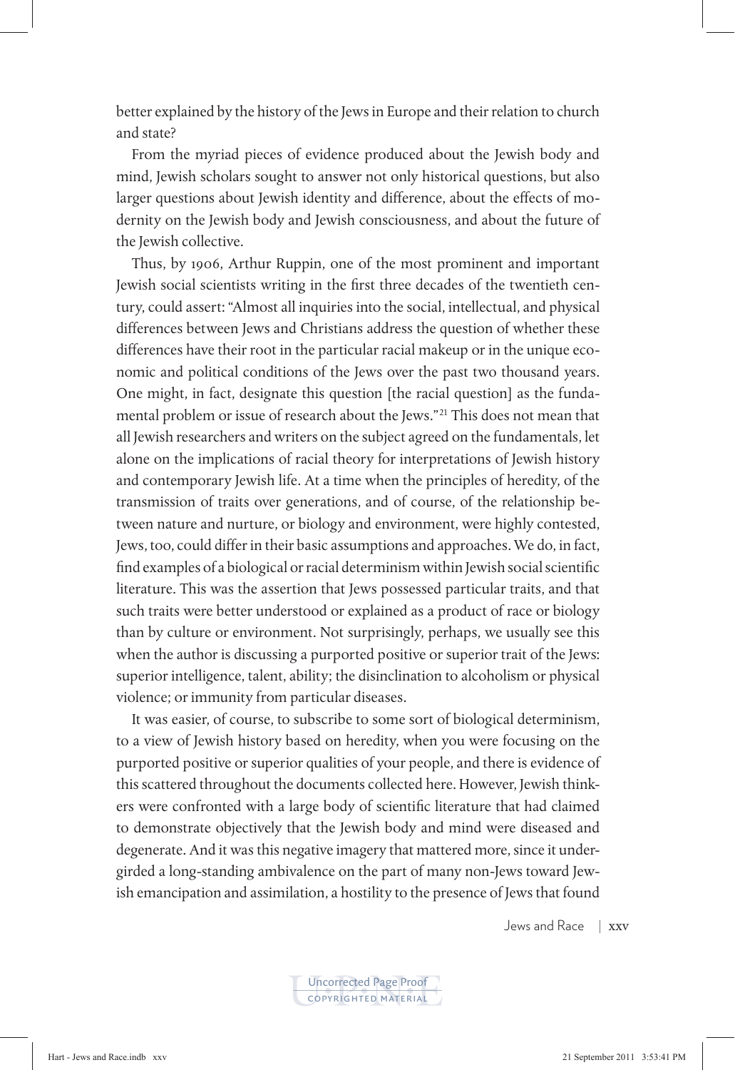better explained by the history of the Jews in Europe and their relation to church and state?

From the myriad pieces of evidence produced about the Jewish body and mind, Jewish scholars sought to answer not only historical questions, but also larger questions about Jewish identity and difference, about the effects of modernity on the Jewish body and Jewish consciousness, and about the future of the Jewish collective.

Thus, by 1906, Arthur Ruppin, one of the most prominent and important Jewish social scientists writing in the first three decades of the twentieth century, could assert: "Almost all inquiries into the social, intellectual, and physical differences between Jews and Christians address the question of whether these differences have their root in the particular racial makeup or in the unique economic and political conditions of the Jews over the past two thousand years. One might, in fact, designate this question [the racial question] as the fundamental problem or issue of research about the Jews."[21] This does not mean that all Jewish researchers and writers on the subject agreed on the fundamentals, let alone on the implications of racial theory for interpretations of Jewish history and contemporary Jewish life. At a time when the principles of heredity, of the transmission of traits over generations, and of course, of the relationship between nature and nurture, or biology and environment, were highly contested, Jews, too, could differ in their basic assumptions and approaches. We do, in fact, find examples of a biological or racial determinism within Jewish social scientific literature. This was the assertion that Jews possessed particular traits, and that such traits were better understood or explained as a product of race or biology than by culture or environment. Not surprisingly, perhaps, we usually see this when the author is discussing a purported positive or superior trait of the Jews: superior intelligence, talent, ability; the disinclination to alcoholism or physical violence; or immunity from particular diseases.

It was easier, of course, to subscribe to some sort of biological determinism, to a view of Jewish history based on heredity, when you were focusing on the purported positive or superior qualities of your people, and there is evidence of this scattered throughout the documents collected here. However, Jewish thinkers were confronted with a large body of scientific literature that had claimed to demonstrate objectively that the Jewish body and mind were diseased and degenerate. And it was this negative imagery that mattered more, since it undergirded a long-standing ambivalence on the part of many non-Jews toward Jewish emancipation and assimilation, a hostility to the presence of Jews that found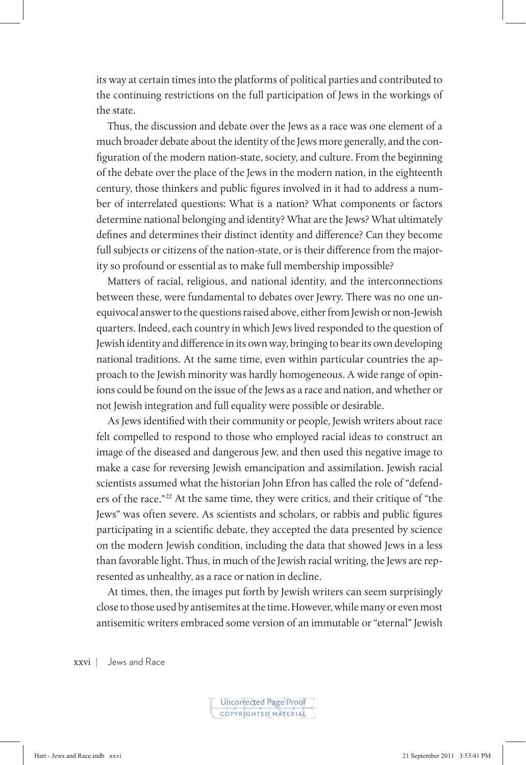its way at certain times into the platforms of political parties and contributed to the continuing restrictions on the full participation of Jews in the workings of the state.

Thus, the discussion and debate over the Jews as a race was one element of a much broader debate about the identity of the Jews more generally, and the configuration of the modern nation-state, society, and culture. From the beginning of the debate over the place of the Jews in the modern nation, in the eighteenth century, those thinkers and public figures involved in it had to address a number of interrelated questions: What is a nation? What components or factors determine national belonging and identity? What are the Jews? What ultimately defines and determines their distinct identity and difference? Can they become full subjects or citizens of the nation-state, or is their difference from the majority so profound or essential as to make full membership impossible?

Matters of racial, religious, and national identity, and the interconnections between these, were fundamental to debates over Jewry. There was no one unequivocal answer to the questions raised above, either from Jewish or non-Jewish quarters. Indeed, each country in which Jews lived responded to the question of Jewish identity and difference in its own way, bringing to bear its own developing national traditions. At the same time, even within particular countries the approach to the Jewish minority was hardly homogeneous. A wide range of opinions could be found on the issue of the Jews as a race and nation, and whether or not Jewish integration and full equality were possible or desirable.

As Jews identified with their community or people, Jewish writers about race felt compelled to respond to those who employed racial ideas to construct an image of the diseased and dangerous Jew, and then used this negative image to make a case for reversing Jewish emancipation and assimilation. Jewish racial scientists assumed what the historian John Efron has called the role of "defenders of the race."[22] At the same time, they were critics, and their critique of "the Jews" was often severe. As scientists and scholars, or rabbis and public figures participating in a scientific debate, they accepted the data presented by science on the modern Jewish condition, including the data that showed Jews in a less than favorable light. Thus, in much of the Jewish racial writing, the Jews are represented as unhealthy, as a race or nation in decline.

At times, then, the images put forth by Jewish writers can seem surprisingly close to those used by antisemites at the time. However, while many or even most antisemitic writers embraced some version of an immutable or "eternal" Jewish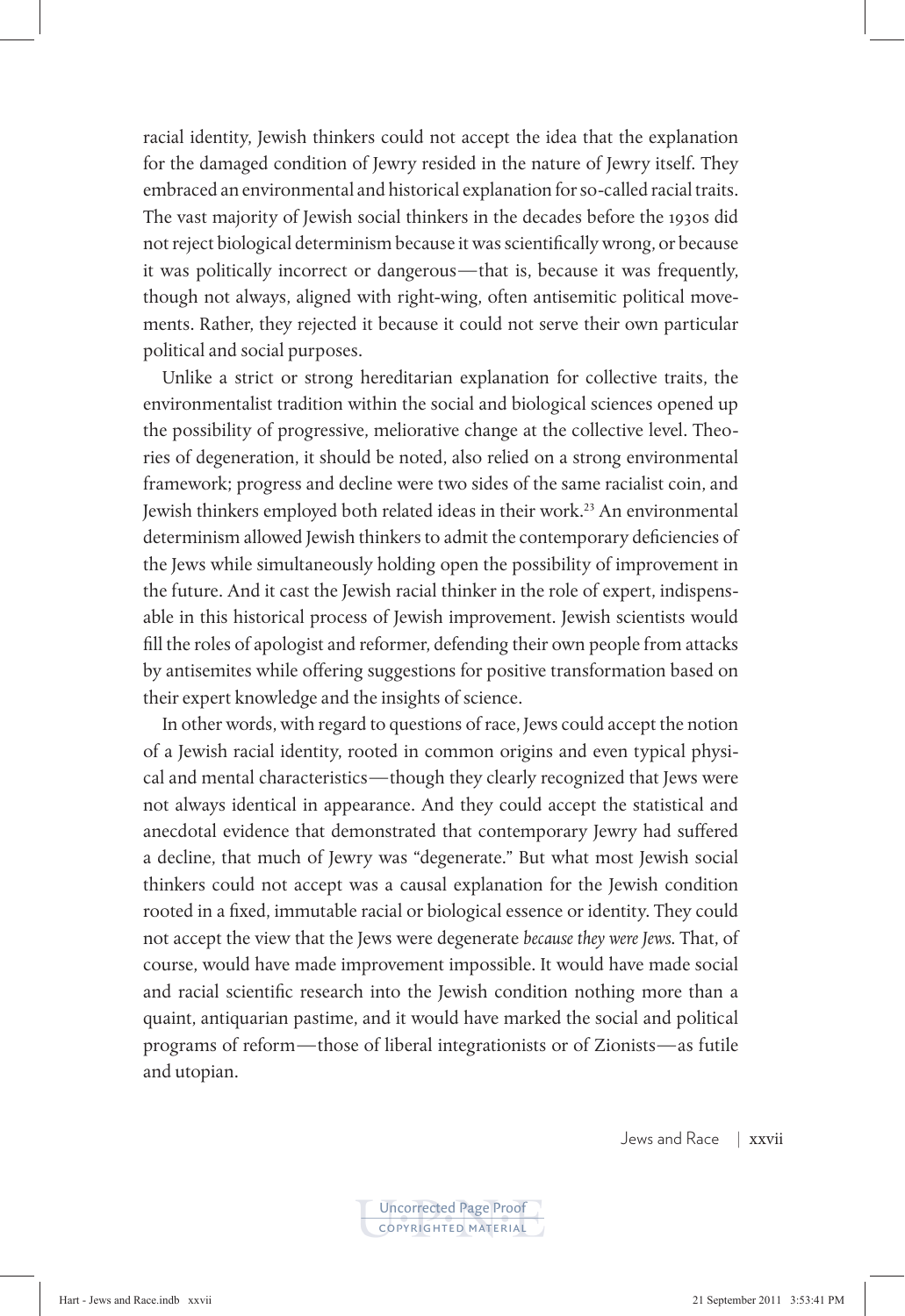racial identity, Jewish thinkers could not accept the idea that the explanation for the damaged condition of Jewry resided in the nature of Jewry itself. They embraced an environmental and historical explanation for so-called racial traits. The vast majority of Jewish social thinkers in the decades before the 1930s did not reject biological determinism because it was scientifically wrong, or because it was politically incorrect or dangerous—that is, because it was frequently, though not always, aligned with right-wing, often antisemitic political movements. Rather, they rejected it because it could not serve their own particular political and social purposes.

Unlike a strict or strong hereditarian explanation for collective traits, the environmentalist tradition within the social and biological sciences opened up the possibility of progressive, meliorative change at the collective level. Theories of degeneration, it should be noted, also relied on a strong environmental framework; progress and decline were two sides of the same racialist coin, and Jewish thinkers employed both related ideas in their work.[23] An environmental determinism allowed Jewish thinkers to admit the contemporary deficiencies of the Jews while simultaneously holding open the possibility of improvement in the future. And it cast the Jewish racial thinker in the role of expert, indispensable in this historical process of Jewish improvement. Jewish scientists would fill the roles of apologist and reformer, defending their own people from attacks by antisemites while offering suggestions for positive transformation based on their expert knowledge and the insights of science.

In other words, with regard to questions of race, Jews could accept the notion of a Jewish racial identity, rooted in common origins and even typical physical and mental characteristics—though they clearly recognized that Jews were not always identical in appearance. And they could accept the statistical and anecdotal evidence that demonstrated that contemporary Jewry had suffered a decline, that much of Jewry was "degenerate." But what most Jewish social thinkers could not accept was a causal explanation for the Jewish condition rooted in a fixed, immutable racial or biological essence or identity. They could not accept the view that the Jews were degenerate *because they were Jews*. That, of course, would have made improvement impossible. It would have made social and racial scientific research into the Jewish condition nothing more than a quaint, antiquarian pastime, and it would have marked the social and political programs of reform—those of liberal integrationists or of Zionists—as futile and utopian.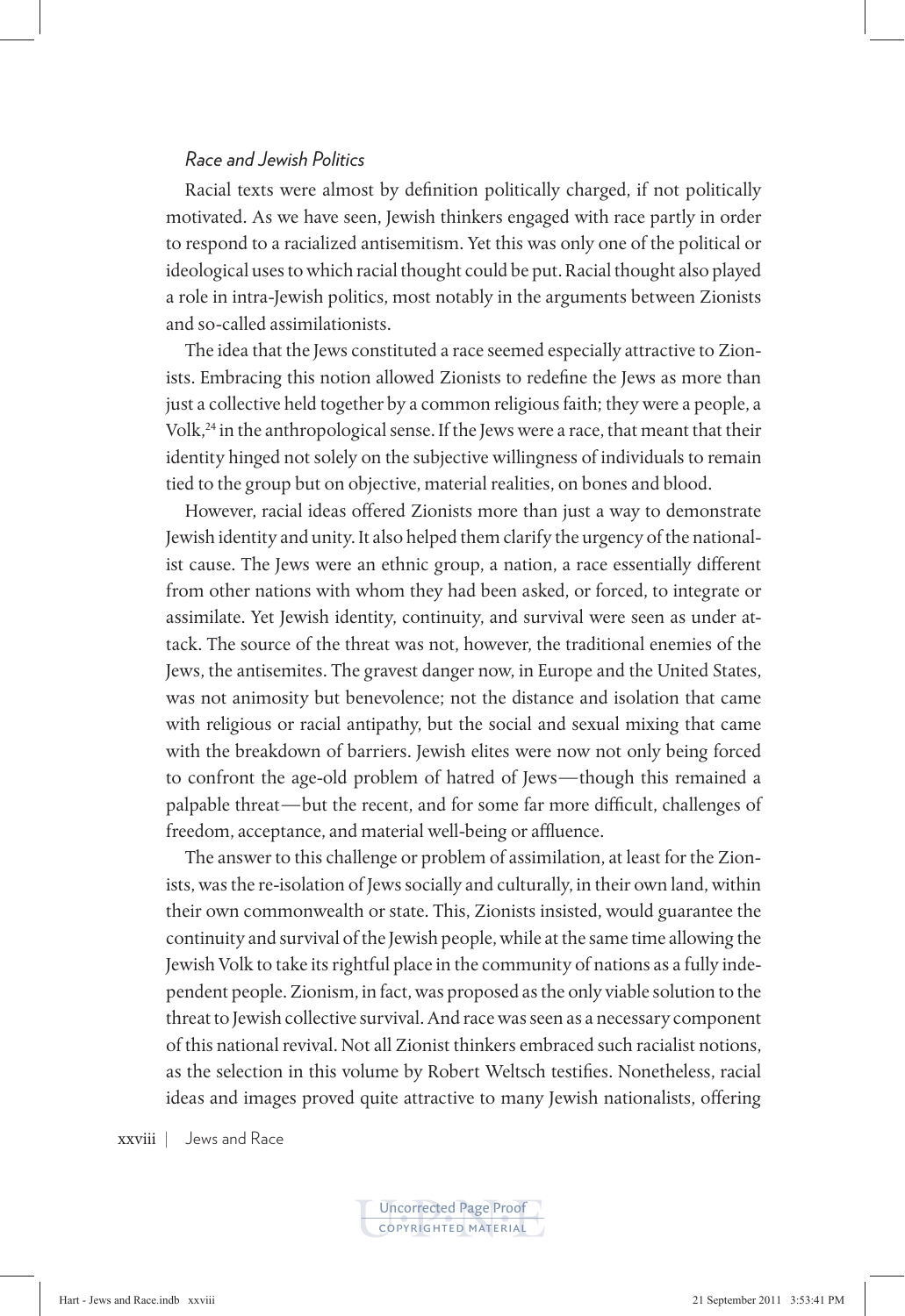### *Race and Jewish Politics*

Racial texts were almost by definition politically charged, if not politically motivated. As we have seen, Jewish thinkers engaged with race partly in order to respond to a racialized antisemitism. Yet this was only one of the political or ideological uses to which racial thought could be put. Racial thought also played a role in intra-Jewish politics, most notably in the arguments between Zionists and so-called assimilationists.

The idea that the Jews constituted a race seemed especially attractive to Zionists. Embracing this notion allowed Zionists to redefine the Jews as more than just a collective held together by a common religious faith; they were a people, a Volk,[24] in the anthropological sense. If the Jews were a race, that meant that their identity hinged not solely on the subjective willingness of individuals to remain tied to the group but on objective, material realities, on bones and blood.

However, racial ideas offered Zionists more than just a way to demonstrate Jewish identity and unity. It also helped them clarify the urgency of the nationalist cause. The Jews were an ethnic group, a nation, a race essentially different from other nations with whom they had been asked, or forced, to integrate or assimilate. Yet Jewish identity, continuity, and survival were seen as under attack. The source of the threat was not, however, the traditional enemies of the Jews, the antisemites. The gravest danger now, in Europe and the United States, was not animosity but benevolence; not the distance and isolation that came with religious or racial antipathy, but the social and sexual mixing that came with the breakdown of barriers. Jewish elites were now not only being forced to confront the age-old problem of hatred of Jews—though this remained a palpable threat—but the recent, and for some far more difficult, challenges of freedom, acceptance, and material well-being or affluence.

The answer to this challenge or problem of assimilation, at least for the Zionists, was the re-isolation of Jews socially and culturally, in their own land, within their own commonwealth or state. This, Zionists insisted, would guarantee the continuity and survival of the Jewish people, while at the same time allowing the Jewish Volk to take its rightful place in the community of nations as a fully independent people. Zionism, in fact, was proposed as the only viable solution to the threat to Jewish collective survival. And race was seen as a necessary component of this national revival. Not all Zionist thinkers embraced such racialist notions, as the selection in this volume by Robert Weltsch testifies. Nonetheless, racial ideas and images proved quite attractive to many Jewish nationalists, offering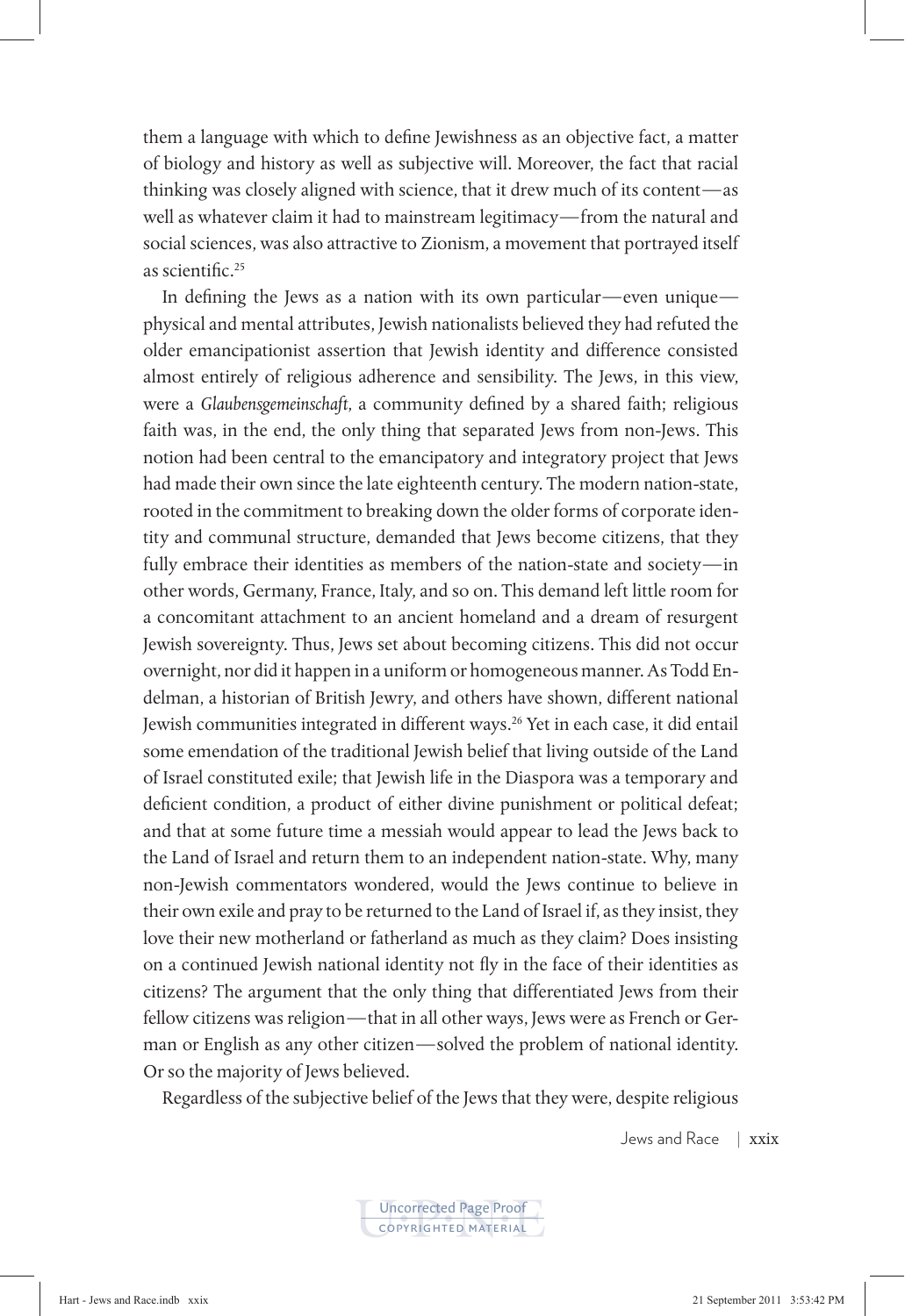them a language with which to define Jewishness as an objective fact, a matter of biology and history as well as subjective will. Moreover, the fact that racial thinking was closely aligned with science, that it drew much of its content—as well as whatever claim it had to mainstream legitimacy—from the natural and social sciences, was also attractive to Zionism, a movement that portrayed itself as scientific.[25]

In defining the Jews as a nation with its own particular—even unique—physical and mental attributes, Jewish nationalists believed they had refuted the older emancipationist assertion that Jewish identity and difference consisted almost entirely of religious adherence and sensibility. The Jews, in this view, were a *Glaubensgemeinschaft*, a community defined by a shared faith; religious faith was, in the end, the only thing that separated Jews from non-Jews. This notion had been central to the emancipatory and integratory project that Jews had made their own since the late eighteenth century. The modern nation-state, rooted in the commitment to breaking down the older forms of corporate identity and communal structure, demanded that Jews become citizens, that they fully embrace their identities as members of the nation-state and society—in other words, Germany, France, Italy, and so on. This demand left little room for a concomitant attachment to an ancient homeland and a dream of resurgent Jewish sovereignty. Thus, Jews set about becoming citizens. This did not occur overnight, nor did it happen in a uniform or homogeneous manner. As Todd Endelman, a historian of British Jewry, and others have shown, different national Jewish communities integrated in different ways.[26] Yet in each case, it did entail some emendation of the traditional Jewish belief that living outside of the Land of Israel constituted exile; that Jewish life in the Diaspora was a temporary and deficient condition, a product of either divine punishment or political defeat; and that at some future time a messiah would appear to lead the Jews back to the Land of Israel and return them to an independent nation-state. Why, many non-Jewish commentators wondered, would the Jews continue to believe in their own exile and pray to be returned to the Land of Israel if, as they insist, they love their new motherland or fatherland as much as they claim? Does insisting on a continued Jewish national identity not fly in the face of their identities as citizens? The argument that the only thing that differentiated Jews from their fellow citizens was religion—that in all other ways, Jews were as French or German or English as any other citizen—solved the problem of national identity. Or so the majority of Jews believed.

Regardless of the subjective belief of the Jews that they were, despite religious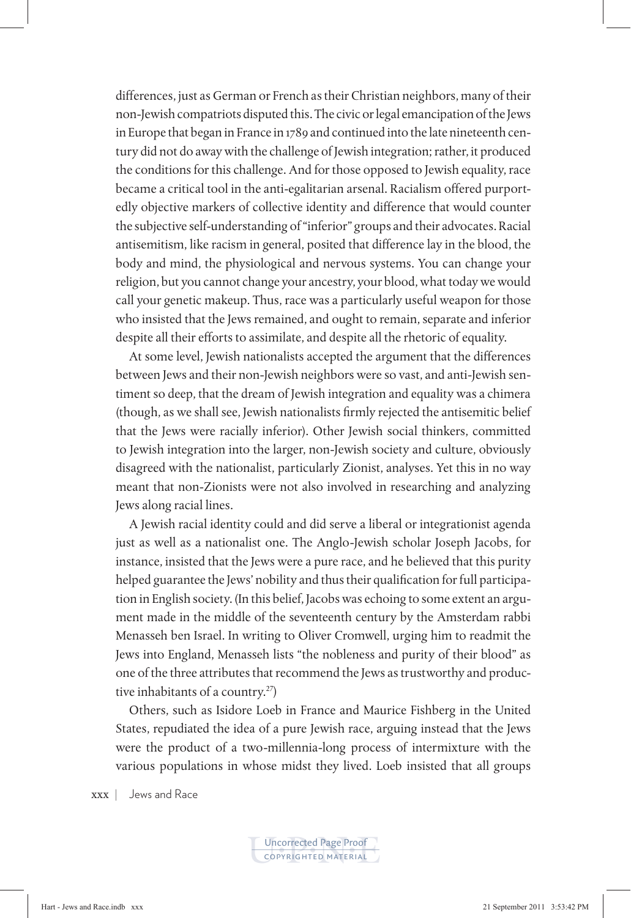differences, just as German or French as their Christian neighbors, many of their non-Jewish compatriots disputed this. The civic or legal emancipation of the Jews in Europe that began in France in 1789 and continued into the late nineteenth century did not do away with the challenge of Jewish integration; rather, it produced the conditions for this challenge. And for those opposed to Jewish equality, race became a critical tool in the anti-egalitarian arsenal. Racialism offered purportedly objective markers of collective identity and difference that would counter the subjective self-understanding of "inferior" groups and their advocates. Racial antisemitism, like racism in general, posited that difference lay in the blood, the body and mind, the physiological and nervous systems. You can change your religion, but you cannot change your ancestry, your blood, what today we would call your genetic makeup. Thus, race was a particularly useful weapon for those who insisted that the Jews remained, and ought to remain, separate and inferior despite all their efforts to assimilate, and despite all the rhetoric of equality.

At some level, Jewish nationalists accepted the argument that the differences between Jews and their non-Jewish neighbors were so vast, and anti-Jewish sentiment so deep, that the dream of Jewish integration and equality was a chimera (though, as we shall see, Jewish nationalists firmly rejected the antisemitic belief that the Jews were racially inferior). Other Jewish social thinkers, committed to Jewish integration into the larger, non-Jewish society and culture, obviously disagreed with the nationalist, particularly Zionist, analyses. Yet this in no way meant that non-Zionists were not also involved in researching and analyzing Jews along racial lines.

A Jewish racial identity could and did serve a liberal or integrationist agenda just as well as a nationalist one. The Anglo-Jewish scholar Joseph Jacobs, for instance, insisted that the Jews were a pure race, and he believed that this purity helped guarantee the Jews' nobility and thus their qualification for full participation in English society. (In this belief, Jacobs was echoing to some extent an argument made in the middle of the seventeenth century by the Amsterdam rabbi Menasseh ben Israel. In writing to Oliver Cromwell, urging him to readmit the Jews into England, Menasseh lists "the nobleness and purity of their blood" as one of the three attributes that recommend the Jews as trustworthy and productive inhabitants of a country.[27])

Others, such as Isidore Loeb in France and Maurice Fishberg in the United States, repudiated the idea of a pure Jewish race, arguing instead that the Jews were the product of a two-millennia-long process of intermixture with the various populations in whose midst they lived. Loeb insisted that all groups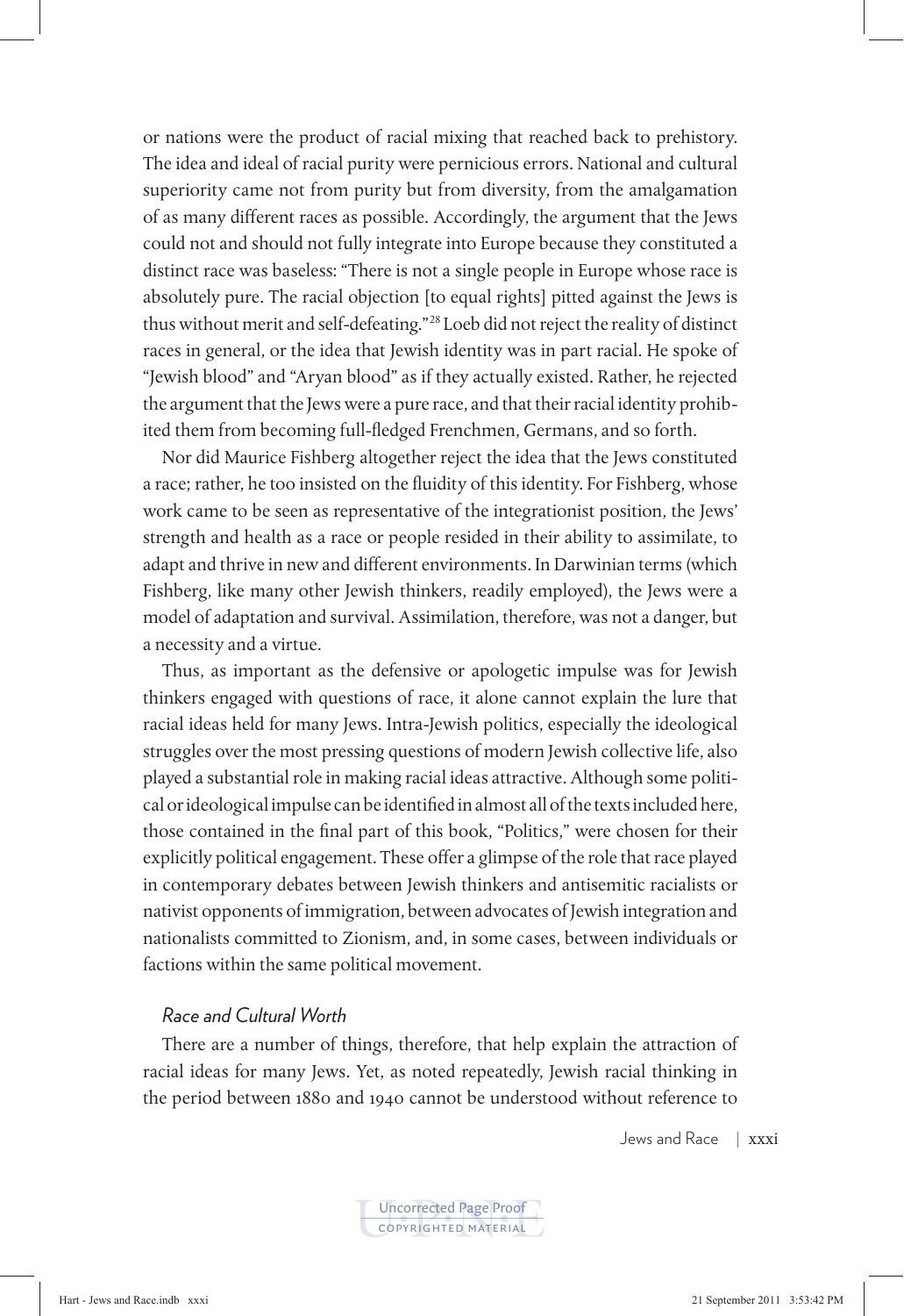or nations were the product of racial mixing that reached back to prehistory. The idea and ideal of racial purity were pernicious errors. National and cultural superiority came not from purity but from diversity, from the amalgamation of as many different races as possible. Accordingly, the argument that the Jews could not and should not fully integrate into Europe because they constituted a distinct race was baseless: "There is not a single people in Europe whose race is absolutely pure. The racial objection [to equal rights] pitted against the Jews is thus without merit and self-defeating."[28] Loeb did not reject the reality of distinct races in general, or the idea that Jewish identity was in part racial. He spoke of "Jewish blood" and "Aryan blood" as if they actually existed. Rather, he rejected the argument that the Jews were a pure race, and that their racial identity prohibited them from becoming full-fledged Frenchmen, Germans, and so forth.

Nor did Maurice Fishberg altogether reject the idea that the Jews constituted a race; rather, he too insisted on the fluidity of this identity. For Fishberg, whose work came to be seen as representative of the integrationist position, the Jews' strength and health as a race or people resided in their ability to assimilate, to adapt and thrive in new and different environments. In Darwinian terms (which Fishberg, like many other Jewish thinkers, readily employed), the Jews were a model of adaptation and survival. Assimilation, therefore, was not a danger, but a necessity and a virtue.

Thus, as important as the defensive or apologetic impulse was for Jewish thinkers engaged with questions of race, it alone cannot explain the lure that racial ideas held for many Jews. Intra-Jewish politics, especially the ideological struggles over the most pressing questions of modern Jewish collective life, also played a substantial role in making racial ideas attractive. Although some political or ideological impulse can be identified in almost all of the texts included here, those contained in the final part of this book, "Politics," were chosen for their explicitly political engagement. These offer a glimpse of the role that race played in contemporary debates between Jewish thinkers and antisemitic racialists or nativist opponents of immigration, between advocates of Jewish integration and nationalists committed to Zionism, and, in some cases, between individuals or factions within the same political movement.

### *Race and Cultural Worth*

There are a number of things, therefore, that help explain the attraction of racial ideas for many Jews. Yet, as noted repeatedly, Jewish racial thinking in the period between 1880 and 1940 cannot be understood without reference to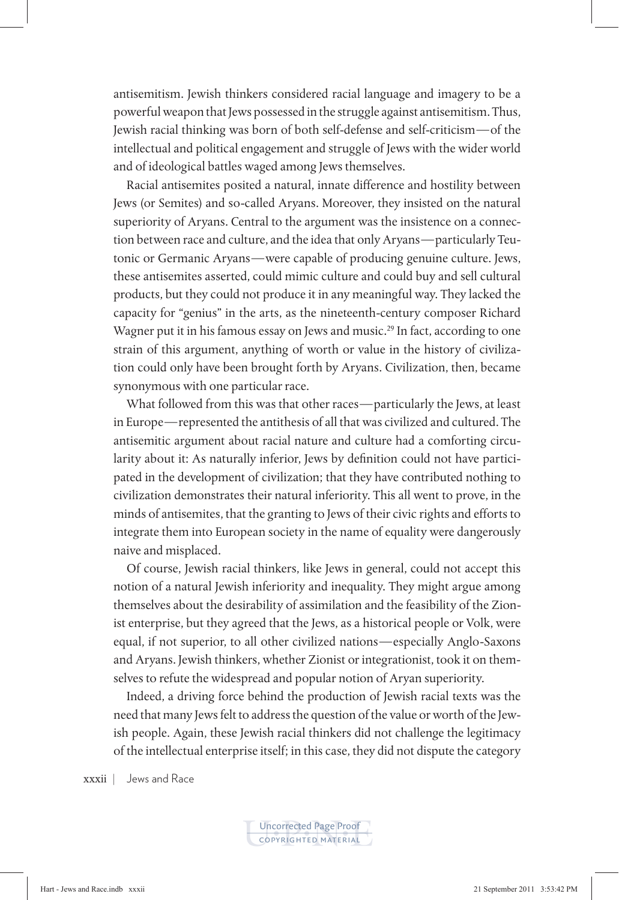antisemitism. Jewish thinkers considered racial language and imagery to be a powerful weapon that Jews possessed in the struggle against antisemitism. Thus, Jewish racial thinking was born of both self-defense and self-criticism—of the intellectual and political engagement and struggle of Jews with the wider world and of ideological battles waged among Jews themselves.

Racial antisemites posited a natural, innate difference and hostility between Jews (or Semites) and so-called Aryans. Moreover, they insisted on the natural superiority of Aryans. Central to the argument was the insistence on a connection between race and culture, and the idea that only Aryans—particularly Teutonic or Germanic Aryans—were capable of producing genuine culture. Jews, these antisemites asserted, could mimic culture and could buy and sell cultural products, but they could not produce it in any meaningful way. They lacked the capacity for "genius" in the arts, as the nineteenth-century composer Richard Wagner put it in his famous essay on Jews and music.[29] In fact, according to one strain of this argument, anything of worth or value in the history of civilization could only have been brought forth by Aryans. Civilization, then, became synonymous with one particular race.

What followed from this was that other races—particularly the Jews, at least in Europe—represented the antithesis of all that was civilized and cultured. The antisemitic argument about racial nature and culture had a comforting circularity about it: As naturally inferior, Jews by definition could not have participated in the development of civilization; that they have contributed nothing to civilization demonstrates their natural inferiority. This all went to prove, in the minds of antisemites, that the granting to Jews of their civic rights and efforts to integrate them into European society in the name of equality were dangerously naive and misplaced.

Of course, Jewish racial thinkers, like Jews in general, could not accept this notion of a natural Jewish inferiority and inequality. They might argue among themselves about the desirability of assimilation and the feasibility of the Zionist enterprise, but they agreed that the Jews, as a historical people or Volk, were equal, if not superior, to all other civilized nations—especially Anglo-Saxons and Aryans. Jewish thinkers, whether Zionist or integrationist, took it on themselves to refute the widespread and popular notion of Aryan superiority.

Indeed, a driving force behind the production of Jewish racial texts was the need that many Jews felt to address the question of the value or worth of the Jewish people. Again, these Jewish racial thinkers did not challenge the legitimacy of the intellectual enterprise itself; in this case, they did not dispute the category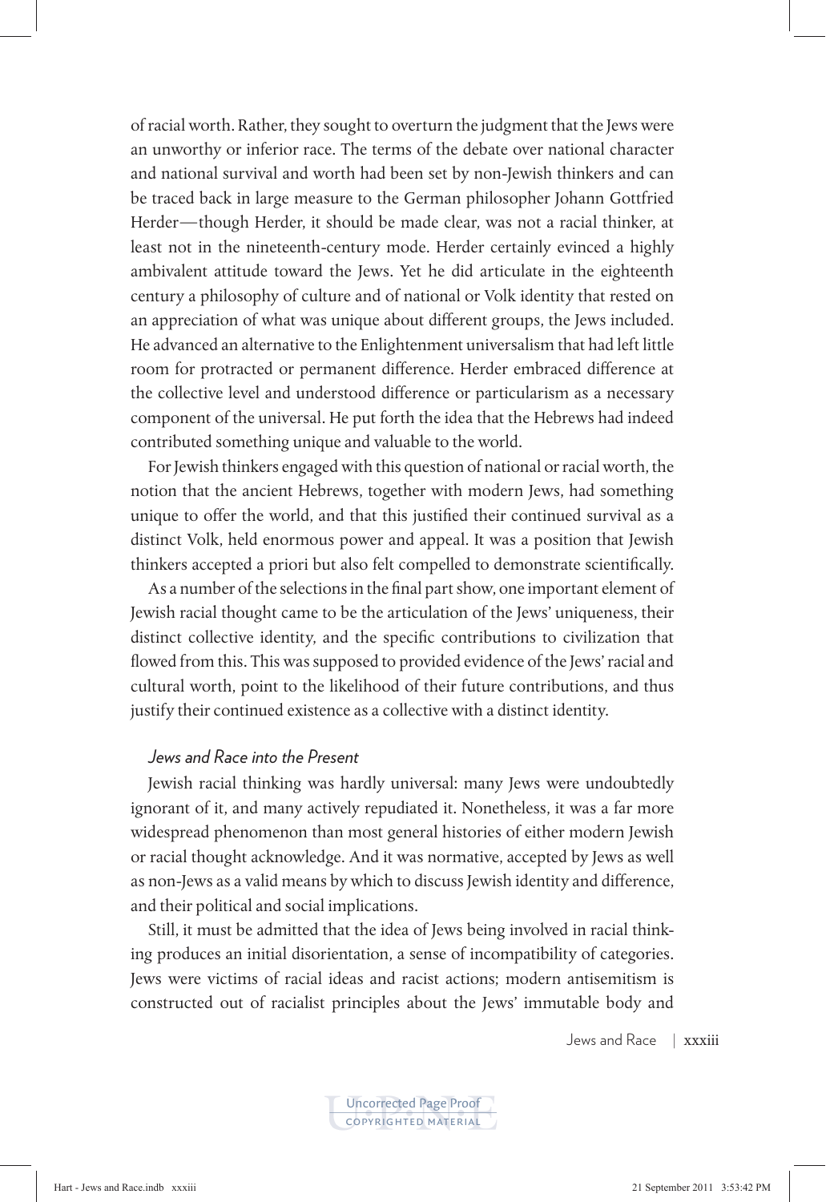of racial worth. Rather, they sought to overturn the judgment that the Jews were an unworthy or inferior race. The terms of the debate over national character and national survival and worth had been set by non-Jewish thinkers and can be traced back in large measure to the German philosopher Johann Gottfried Herder—though Herder, it should be made clear, was not a racial thinker, at least not in the nineteenth-century mode. Herder certainly evinced a highly ambivalent attitude toward the Jews. Yet he did articulate in the eighteenth century a philosophy of culture and of national or Volk identity that rested on an appreciation of what was unique about different groups, the Jews included. He advanced an alternative to the Enlightenment universalism that had left little room for protracted or permanent difference. Herder embraced difference at the collective level and understood difference or particularism as a necessary component of the universal. He put forth the idea that the Hebrews had indeed contributed something unique and valuable to the world.

For Jewish thinkers engaged with this question of national or racial worth, the notion that the ancient Hebrews, together with modern Jews, had something unique to offer the world, and that this justified their continued survival as a distinct Volk, held enormous power and appeal. It was a position that Jewish thinkers accepted a priori but also felt compelled to demonstrate scientifically.

As a number of the selections in the final part show, one important element of Jewish racial thought came to be the articulation of the Jews' uniqueness, their distinct collective identity, and the specific contributions to civilization that flowed from this. This was supposed to provided evidence of the Jews' racial and cultural worth, point to the likelihood of their future contributions, and thus justify their continued existence as a collective with a distinct identity.

### *Jews and Race into the Present*

Jewish racial thinking was hardly universal: many Jews were undoubtedly ignorant of it, and many actively repudiated it. Nonetheless, it was a far more widespread phenomenon than most general histories of either modern Jewish or racial thought acknowledge. And it was normative, accepted by Jews as well as non-Jews as a valid means by which to discuss Jewish identity and difference, and their political and social implications.

Still, it must be admitted that the idea of Jews being involved in racial thinking produces an initial disorientation, a sense of incompatibility of categories. Jews were victims of racial ideas and racist actions; modern antisemitism is constructed out of racialist principles about the Jews' immutable body and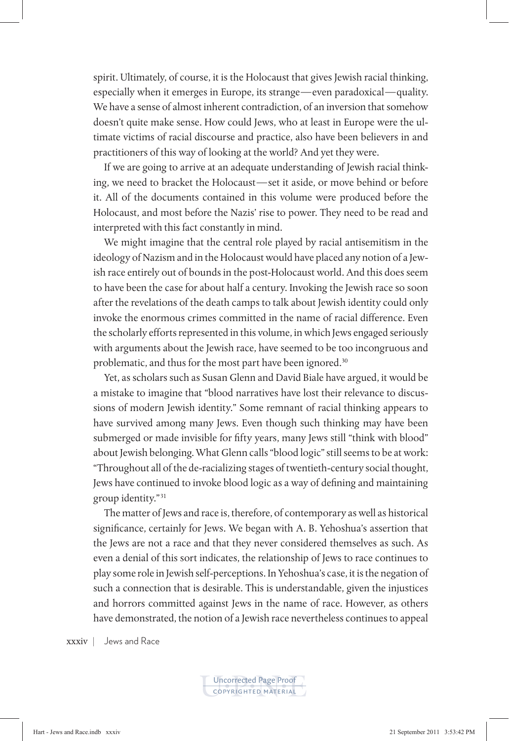spirit. Ultimately, of course, it is the Holocaust that gives Jewish racial thinking, especially when it emerges in Europe, its strange—even paradoxical—quality. We have a sense of almost inherent contradiction, of an inversion that somehow doesn't quite make sense. How could Jews, who at least in Europe were the ultimate victims of racial discourse and practice, also have been believers in and practitioners of this way of looking at the world? And yet they were.

If we are going to arrive at an adequate understanding of Jewish racial thinking, we need to bracket the Holocaust—set it aside, or move behind or before it. All of the documents contained in this volume were produced before the Holocaust, and most before the Nazis' rise to power. They need to be read and interpreted with this fact constantly in mind.

We might imagine that the central role played by racial antisemitism in the ideology of Nazism and in the Holocaust would have placed any notion of a Jewish race entirely out of bounds in the post-Holocaust world. And this does seem to have been the case for about half a century. Invoking the Jewish race so soon after the revelations of the death camps to talk about Jewish identity could only invoke the enormous crimes committed in the name of racial difference. Even the scholarly efforts represented in this volume, in which Jews engaged seriously with arguments about the Jewish race, have seemed to be too incongruous and problematic, and thus for the most part have been ignored.[30]

Yet, as scholars such as Susan Glenn and David Biale have argued, it would be a mistake to imagine that "blood narratives have lost their relevance to discussions of modern Jewish identity." Some remnant of racial thinking appears to have survived among many Jews. Even though such thinking may have been submerged or made invisible for fifty years, many Jews still "think with blood" about Jewish belonging. What Glenn calls "blood logic" still seems to be at work: "Throughout all of the de-racializing stages of twentieth-century social thought, Jews have continued to invoke blood logic as a way of defining and maintaining group identity."[31]

The matter of Jews and race is, therefore, of contemporary as well as historical significance, certainly for Jews. We began with A. B. Yehoshua's assertion that the Jews are not a race and that they never considered themselves as such. As even a denial of this sort indicates, the relationship of Jews to race continues to play some role in Jewish self-perceptions. In Yehoshua's case, it is the negation of such a connection that is desirable. This is understandable, given the injustices and horrors committed against Jews in the name of race. However, as others have demonstrated, the notion of a Jewish race nevertheless continues to appeal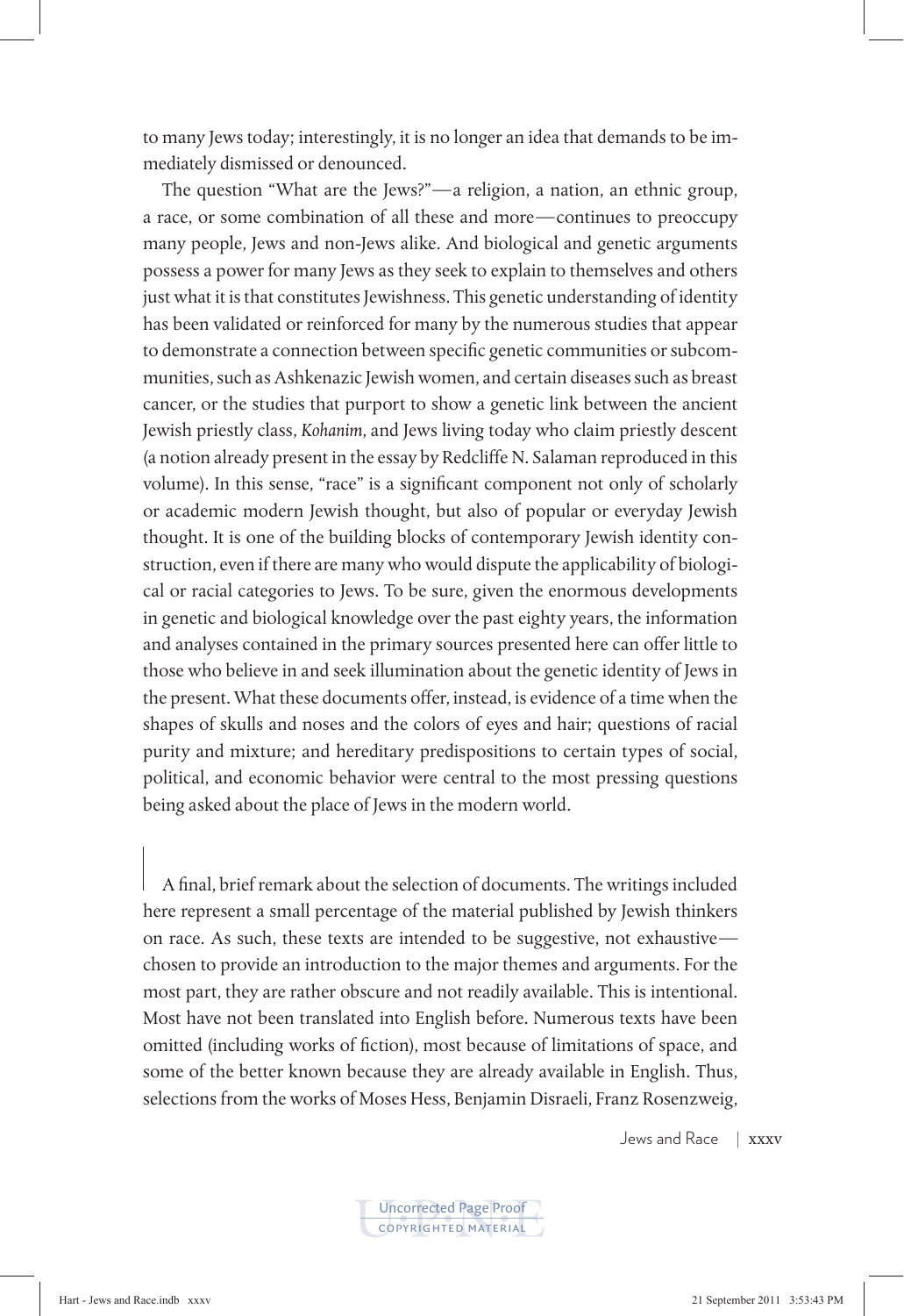to many Jews today; interestingly, it is no longer an idea that demands to be immediately dismissed or denounced.

The question "What are the Jews?"—a religion, a nation, an ethnic group, a race, or some combination of all these and more—continues to preoccupy many people, Jews and non-Jews alike. And biological and genetic arguments possess a power for many Jews as they seek to explain to themselves and others just what it is that constitutes Jewishness. This genetic understanding of identity has been validated or reinforced for many by the numerous studies that appear to demonstrate a connection between specific genetic communities or subcommunities, such as Ashkenazic Jewish women, and certain diseases such as breast cancer, or the studies that purport to show a genetic link between the ancient Jewish priestly class, *Kohanim*, and Jews living today who claim priestly descent (a notion already present in the essay by Redcliffe N. Salaman reproduced in this volume). In this sense, "race" is a significant component not only of scholarly or academic modern Jewish thought, but also of popular or everyday Jewish thought. It is one of the building blocks of contemporary Jewish identity construction, even if there are many who would dispute the applicability of biological or racial categories to Jews. To be sure, given the enormous developments in genetic and biological knowledge over the past eighty years, the information and analyses contained in the primary sources presented here can offer little to those who believe in and seek illumination about the genetic identity of Jews in the present. What these documents offer, instead, is evidence of a time when the shapes of skulls and noses and the colors of eyes and hair; questions of racial purity and mixture; and hereditary predispositions to certain types of social, political, and economic behavior were central to the most pressing questions being asked about the place of Jews in the modern world.

A final, brief remark about the selection of documents. The writings included here represent a small percentage of the material published by Jewish thinkers on race. As such, these texts are intended to be suggestive, not exhaustive—chosen to provide an introduction to the major themes and arguments. For the most part, they are rather obscure and not readily available. This is intentional. Most have not been translated into English before. Numerous texts have been omitted (including works of fiction), most because of limitations of space, and some of the better known because they are already available in English. Thus, selections from the works of Moses Hess, Benjamin Disraeli, Franz Rosenzweig,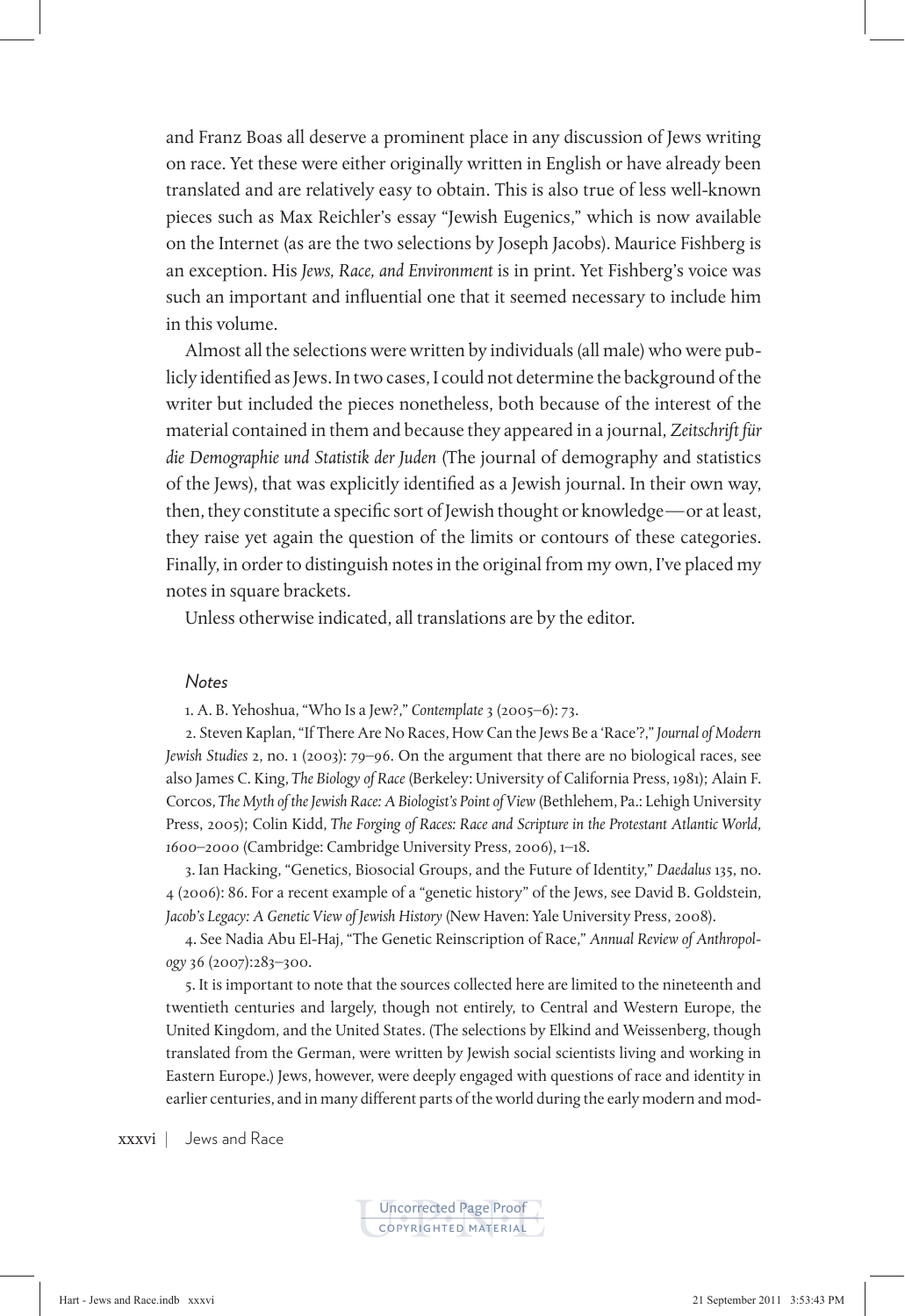and Franz Boas all deserve a prominent place in any discussion of Jews writing on race. Yet these were either originally written in English or have already been translated and are relatively easy to obtain. This is also true of less well-known pieces such as Max Reichler's essay "Jewish Eugenics," which is now available on the Internet (as are the two selections by Joseph Jacobs). Maurice Fishberg is an exception. His *Jews, Race, and Environment* is in print. Yet Fishberg's voice was such an important and influential one that it seemed necessary to include him in this volume.

Almost all the selections were written by individuals (all male) who were publicly identified as Jews. In two cases, I could not determine the background of the writer but included the pieces nonetheless, both because of the interest of the material contained in them and because they appeared in a journal, *Zeitschrift für die Demographie und Statistik der Juden* (The journal of demography and statistics of the Jews), that was explicitly identified as a Jewish journal. In their own way, then, they constitute a specific sort of Jewish thought or knowledge—or at least, they raise yet again the question of the limits or contours of these categories. Finally, in order to distinguish notes in the original from my own, I've placed my notes in square brackets.

Unless otherwise indicated, all translations are by the editor.

### *Notes*

1. A. B. Yehoshua, "Who Is a Jew?," *Contemplate* 3 (2005–6): 73.

2. Steven Kaplan, "If There Are No Races, How Can the Jews Be a 'Race'?," *Journal of Modern Jewish Studies* 2, no. 1 (2003): 79–96. On the argument that there are no biological races, see also James C. King, *The Biology of Race* (Berkeley: University of California Press, 1981); Alain F. Corcos, *The Myth of the Jewish Race: A Biologist's Point of View* (Bethlehem, Pa.: Lehigh University Press, 2005); Colin Kidd, *The Forging of Races: Race and Scripture in the Protestant Atlantic World, 1600–2000* (Cambridge: Cambridge University Press, 2006), 1–18.

3. Ian Hacking, "Genetics, Biosocial Groups, and the Future of Identity," *Daedalus* 135, no. 4 (2006): 86. For a recent example of a "genetic history" of the Jews, see David B. Goldstein, *Jacob's Legacy: A Genetic View of Jewish History* (New Haven: Yale University Press, 2008).

4. See Nadia Abu El-Haj, "The Genetic Reinscription of Race," *Annual Review of Anthropology* 36 (2007):283–300.

5. It is important to note that the sources collected here are limited to the nineteenth and twentieth centuries and largely, though not entirely, to Central and Western Europe, the United Kingdom, and the United States. (The selections by Elkind and Weissenberg, though translated from the German, were written by Jewish social scientists living and working in Eastern Europe.) Jews, however, were deeply engaged with questions of race and identity in earlier centuries, and in many different parts of the world during the early modern and mod-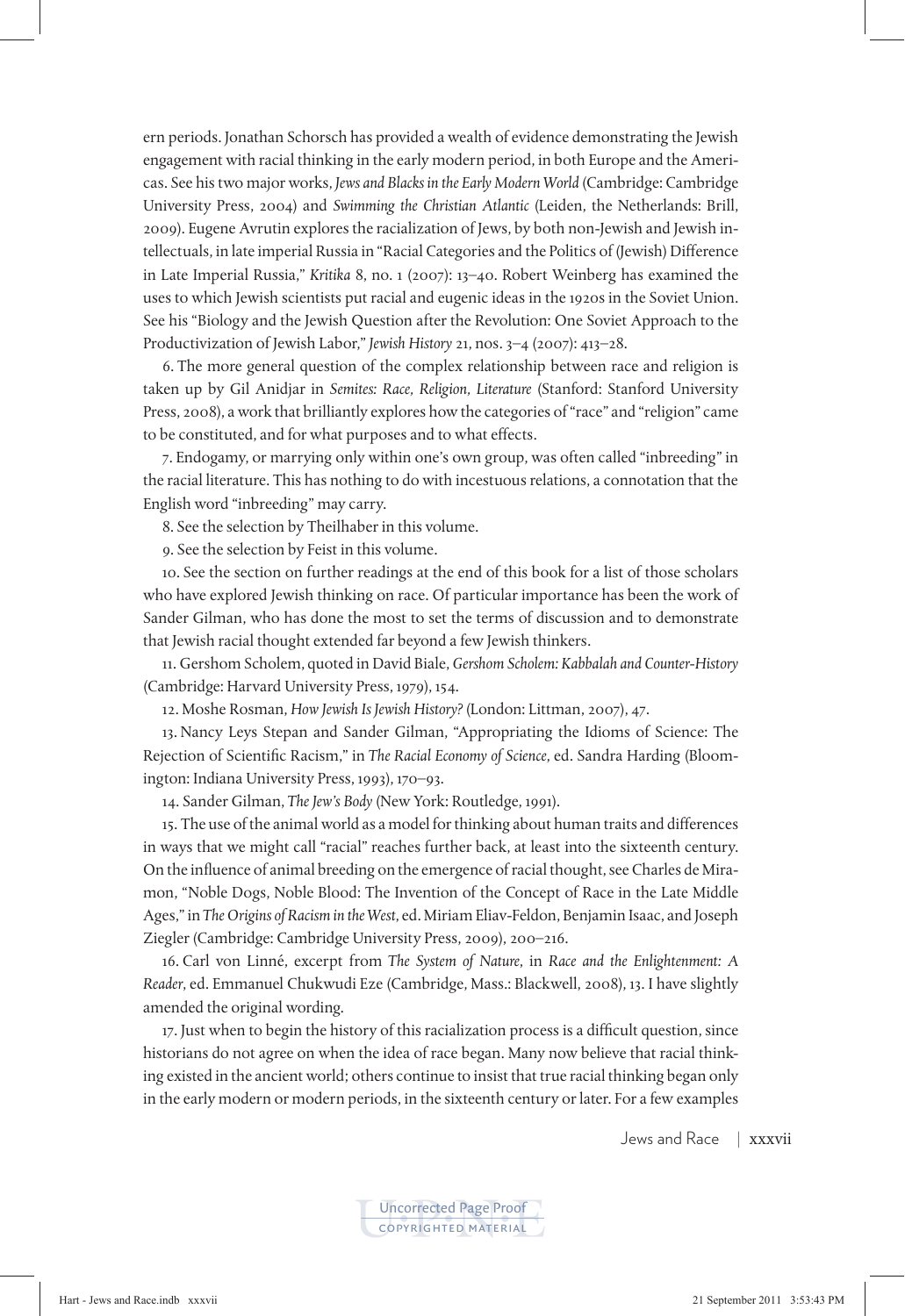ern periods. Jonathan Schorsch has provided a wealth of evidence demonstrating the Jewish engagement with racial thinking in the early modern period, in both Europe and the Americas. See his two major works, *Jews and Blacks in the Early Modern World* (Cambridge: Cambridge University Press, 2004) and *Swimming the Christian Atlantic* (Leiden, the Netherlands: Brill, 2009). Eugene Avrutin explores the racialization of Jews, by both non-Jewish and Jewish intellectuals, in late imperial Russia in "Racial Categories and the Politics of (Jewish) Difference in Late Imperial Russia," *Kritika* 8, no. 1 (2007): 13–40. Robert Weinberg has examined the uses to which Jewish scientists put racial and eugenic ideas in the 1920s in the Soviet Union. See his "Biology and the Jewish Question after the Revolution: One Soviet Approach to the Productivization of Jewish Labor," *Jewish History* 21, nos. 3–4 (2007): 413–28.

6. The more general question of the complex relationship between race and religion is taken up by Gil Anidjar in *Semites: Race, Religion, Literature* (Stanford: Stanford University Press, 2008), a work that brilliantly explores how the categories of "race" and "religion" came to be constituted, and for what purposes and to what effects.

7. Endogamy, or marrying only within one's own group, was often called "inbreeding" in the racial literature. This has nothing to do with incestuous relations, a connotation that the English word "inbreeding" may carry.

8. See the selection by Theilhaber in this volume.

9. See the selection by Feist in this volume.

10. See the section on further readings at the end of this book for a list of those scholars who have explored Jewish thinking on race. Of particular importance has been the work of Sander Gilman, who has done the most to set the terms of discussion and to demonstrate that Jewish racial thought extended far beyond a few Jewish thinkers.

11. Gershom Scholem, quoted in David Biale, *Gershom Scholem: Kabbalah and Counter-History* (Cambridge: Harvard University Press, 1979), 154.

12. Moshe Rosman, *How Jewish Is Jewish History?* (London: Littman, 2007), 47.

13. Nancy Leys Stepan and Sander Gilman, "Appropriating the Idioms of Science: The Rejection of Scientific Racism," in *The Racial Economy of Science*, ed. Sandra Harding (Bloomington: Indiana University Press, 1993), 170–93.

14. Sander Gilman, *The Jew's Body* (New York: Routledge, 1991).

15. The use of the animal world as a model for thinking about human traits and differences in ways that we might call "racial" reaches further back, at least into the sixteenth century. On the influence of animal breeding on the emergence of racial thought, see Charles de Miramon, "Noble Dogs, Noble Blood: The Invention of the Concept of Race in the Late Middle Ages," in *The Origins of Racism in the West*, ed. Miriam Eliav-Feldon, Benjamin Isaac, and Joseph Ziegler (Cambridge: Cambridge University Press, 2009), 200–216.

16. Carl von Linné, excerpt from *The System of Nature*, in *Race and the Enlightenment: A Reader*, ed. Emmanuel Chukwudi Eze (Cambridge, Mass.: Blackwell, 2008), 13. I have slightly amended the original wording.

17. Just when to begin the history of this racialization process is a difficult question, since historians do not agree on when the idea of race began. Many now believe that racial thinking existed in the ancient world; others continue to insist that true racial thinking began only in the early modern or modern periods, in the sixteenth century or later. For a few examples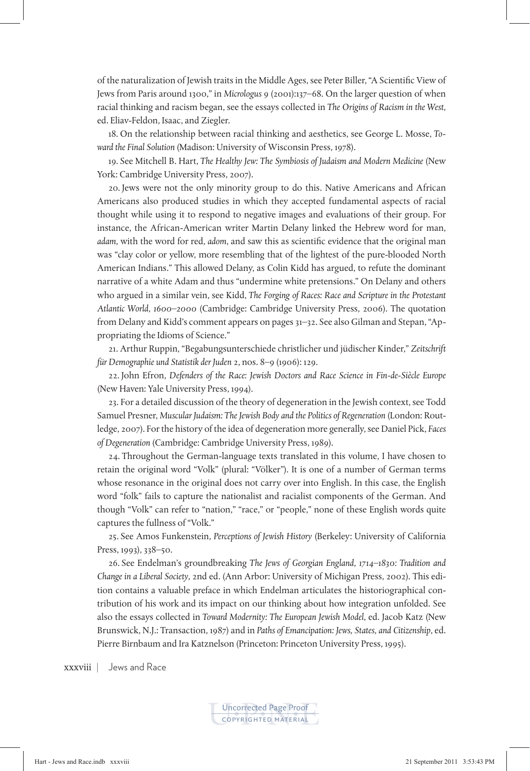of the naturalization of Jewish traits in the Middle Ages, see Peter Biller, "A Scientific View of Jews from Paris around 1300," in *Micrologus* 9 (2001):137–68. On the larger question of when racial thinking and racism began, see the essays collected in *The Origins of Racism in the West*, ed. Eliav-Feldon, Isaac, and Ziegler.

18. On the relationship between racial thinking and aesthetics, see George L. Mosse, *Toward the Final Solution* (Madison: University of Wisconsin Press, 1978).

19. See Mitchell B. Hart, *The Healthy Jew: The Symbiosis of Judaism and Modern Medicine* (New York: Cambridge University Press, 2007).

20. Jews were not the only minority group to do this. Native Americans and African Americans also produced studies in which they accepted fundamental aspects of racial thought while using it to respond to negative images and evaluations of their group. For instance, the African-American writer Martin Delany linked the Hebrew word for man, *adam*, with the word for red, *adom*, and saw this as scientific evidence that the original man was "clay color or yellow, more resembling that of the lightest of the pure-blooded North American Indians." This allowed Delany, as Colin Kidd has argued, to refute the dominant narrative of a white Adam and thus "undermine white pretensions." On Delany and others who argued in a similar vein, see Kidd, *The Forging of Races: Race and Scripture in the Protestant Atlantic World, 1600–2000* (Cambridge: Cambridge University Press, 2006). The quotation from Delany and Kidd's comment appears on pages 31–32. See also Gilman and Stepan, "Appropriating the Idioms of Science."

21. Arthur Ruppin, "Begabungsunterschiede christlicher und jüdischer Kinder," *Zeitschrift für Demographie und Statistik der Juden* 2, nos. 8–9 (1906): 129.

22. John Efron, *Defenders of the Race: Jewish Doctors and Race Science in Fin-de-Siècle Europe* (New Haven: Yale University Press, 1994).

23. For a detailed discussion of the theory of degeneration in the Jewish context, see Todd Samuel Presner, *Muscular Judaism: The Jewish Body and the Politics of Regeneration* (London: Routledge, 2007). For the history of the idea of degeneration more generally, see Daniel Pick, *Faces of Degeneration* (Cambridge: Cambridge University Press, 1989).

24. Throughout the German-language texts translated in this volume, I have chosen to retain the original word "Volk" (plural: "Völker"). It is one of a number of German terms whose resonance in the original does not carry over into English. In this case, the English word "folk" fails to capture the nationalist and racialist components of the German. And though "Volk" can refer to "nation," "race," or "people," none of these English words quite captures the fullness of "Volk."

25. See Amos Funkenstein, *Perceptions of Jewish History* (Berkeley: University of California Press, 1993), 338–50.

26. See Endelman's groundbreaking *The Jews of Georgian England, 1714–1830: Tradition and Change in a Liberal Society*, 2nd ed. (Ann Arbor: University of Michigan Press, 2002). This edition contains a valuable preface in which Endelman articulates the historiographical contribution of his work and its impact on our thinking about how integration unfolded. See also the essays collected in *Toward Modernity: The European Jewish Model*, ed. Jacob Katz (New Brunswick, N.J.: Transaction, 1987) and in *Paths of Emancipation: Jews, States, and Citizenship*, ed. Pierre Birnbaum and Ira Katznelson (Princeton: Princeton University Press, 1995).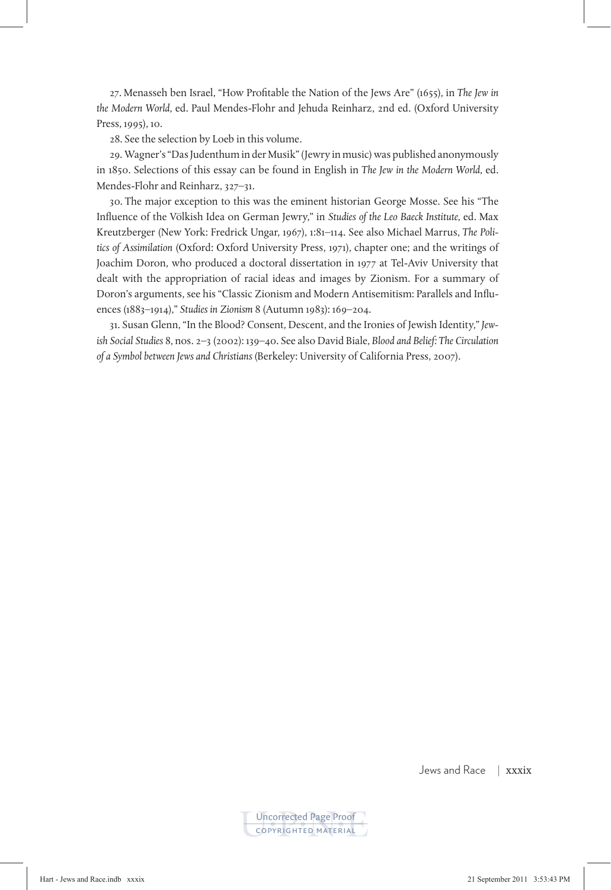27. Menasseh ben Israel, "How Profitable the Nation of the Jews Are" (1655), in *The Jew in the Modern World*, ed. Paul Mendes-Flohr and Jehuda Reinharz, 2nd ed. (Oxford University Press, 1995), 10.

28. See the selection by Loeb in this volume.

29. Wagner's "Das Judenthum in der Musik" (Jewry in music) was published anonymously in 1850. Selections of this essay can be found in English in *The Jew in the Modern World*, ed. Mendes-Flohr and Reinharz, 327–31.

30. The major exception to this was the eminent historian George Mosse. See his "The Influence of the Völkish Idea on German Jewry," in *Studies of the Leo Baeck Institute*, ed. Max Kreutzberger (New York: Fredrick Ungar, 1967), 1:81–114. See also Michael Marrus, *The Politics of Assimilation* (Oxford: Oxford University Press, 1971), chapter one; and the writings of Joachim Doron, who produced a doctoral dissertation in 1977 at Tel-Aviv University that dealt with the appropriation of racial ideas and images by Zionism. For a summary of Doron's arguments, see his "Classic Zionism and Modern Antisemitism: Parallels and Influences (1883–1914)," *Studies in Zionism* 8 (Autumn 1983): 169–204.

31. Susan Glenn, "In the Blood? Consent, Descent, and the Ironies of Jewish Identity," *Jewish Social Studies* 8, nos. 2–3 (2002): 139–40. See also David Biale, *Blood and Belief: The Circulation of a Symbol between Jews and Christians* (Berkeley: University of California Press, 2007).